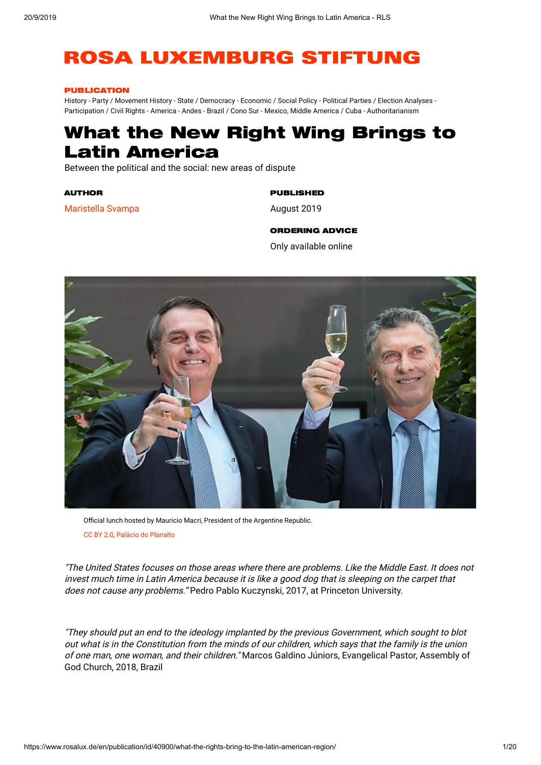# ROSA LUXEMBURG STIFTUNG

**PUBLICATION**

History - Party / Movement History - State / Democracy - Economic / Social Policy - Political Parties / Election Analyses - Participation / Civil Rights - America - Andes - Brazil / Cono Sur - Mexico, Middle America / Cuba - Authoritarianism

# What the New Right Wing Brings to Latin America

Between the political and the social: new areas of dispute

**AUTHOR**

Maristella Svampa

**PUBLISHED**

August 2019

**ORDERING ADVICE**

Only available online

Official lunch hosted by Mauricio Macri, President of the Argentine Republic.

CC BY 2.0, Palácio do Planalto

*"The United States focuses on those areas where there are problems. Like the Middle East. It does not invest much time in Latin America because it is like a good dog that is sleeping on the carpet that does not cause any problems."* Pedro Pablo Kuczynski, 2017, at Princeton University.

*"They should put an end to the ideology implanted by the previous Government, which sought to blot out what is in the Constitution from the minds of our children, which says that the family is the union of one man, one woman, and their children."* Marcos Galdino Júniors, Evangelical Pastor, Assembly of God Church, 2018, Brazil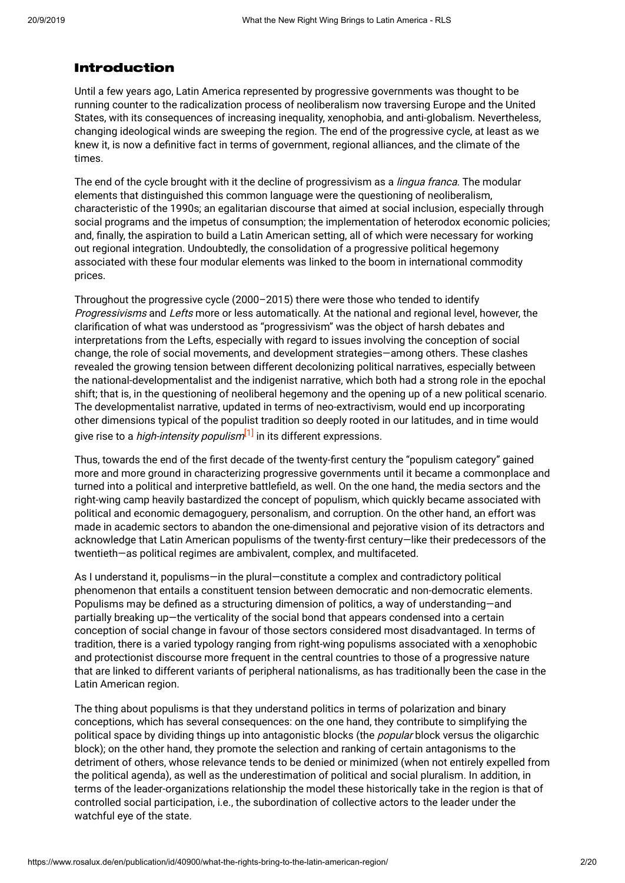## Introduction

Until a few years ago, Latin America represented by progressive governments was thought to be running counter to the radicalization process of neoliberalism now traversing Europe and the United States, with its consequences of increasing inequality, xenophobia, and anti-globalism. Nevertheless, changing ideological winds are sweeping the region. The end of the progressive cycle, at least as we knew it, is now a definitive fact in terms of government, regional alliances, and the climate of the times.

The end of the cycle brought with it the decline of progressivism as a *lingua franca*. The modular elements that distinguished this common language were the questioning of neoliberalism, characteristic of the 1990s; an egalitarian discourse that aimed at social inclusion, especially through social programs and the impetus of consumption; the implementation of heterodox economic policies; and, finally, the aspiration to build a Latin American setting, all of which were necessary for working out regional integration. Undoubtedly, the consolidation of a progressive political hegemony associated with these four modular elements was linked to the boom in international commodity prices.

Throughout the progressive cycle (2000–2015) there were those who tended to identify *Progressivisms* and *Lefts* more or less automatically. At the national and regional level, however, the clarification of what was understood as "progressivism" was the object of harsh debates and interpretations from the Lefts, especially with regard to issues involving the conception of social change, the role of social movements, and development strategies—among others. These clashes revealed the growing tension between different decolonizing political narratives, especially between the national-developmentalist and the indigenist narrative, which both had a strong role in the epochal shift; that is, in the questioning of neoliberal hegemony and the opening up of a new political scenario. The developmentalist narrative, updated in terms of neo-extractivism, would end up incorporating other dimensions typical of the populist tradition so deeply rooted in our latitudes, and in time would give rise to a *high-intensity populism*[1] in its different expressions.

Thus, towards the end of the first decade of the twenty-first century the "populism category" gained more and more ground in characterizing progressive governments until it became a commonplace and turned into a political and interpretive battlefield, as well. On the one hand, the media sectors and the right-wing camp heavily bastardized the concept of populism, which quickly became associated with political and economic demagoguery, personalism, and corruption. On the other hand, an effort was made in academic sectors to abandon the one-dimensional and pejorative vision of its detractors and acknowledge that Latin American populisms of the twenty-first century—like their predecessors of the twentieth—as political regimes are ambivalent, complex, and multifaceted.

As I understand it, populisms—in the plural—constitute a complex and contradictory political phenomenon that entails a constituent tension between democratic and non-democratic elements. Populisms may be defined as a structuring dimension of politics, a way of understanding—and partially breaking up—the verticality of the social bond that appears condensed into a certain conception of social change in favour of those sectors considered most disadvantaged. In terms of tradition, there is a varied typology ranging from right-wing populisms associated with a xenophobic and protectionist discourse more frequent in the central countries to those of a progressive nature that are linked to different variants of peripheral nationalisms, as has traditionally been the case in the Latin American region.

The thing about populisms is that they understand politics in terms of polarization and binary conceptions, which has several consequences: on the one hand, they contribute to simplifying the political space by dividing things up into antagonistic blocks (the *popular* block versus the oligarchic block); on the other hand, they promote the selection and ranking of certain antagonisms to the detriment of others, whose relevance tends to be denied or minimized (when not entirely expelled from the political agenda), as well as the underestimation of political and social pluralism. In addition, in terms of the leader-organizations relationship the model these historically take in the region is that of controlled social participation, i.e., the subordination of collective actors to the leader under the watchful eye of the state.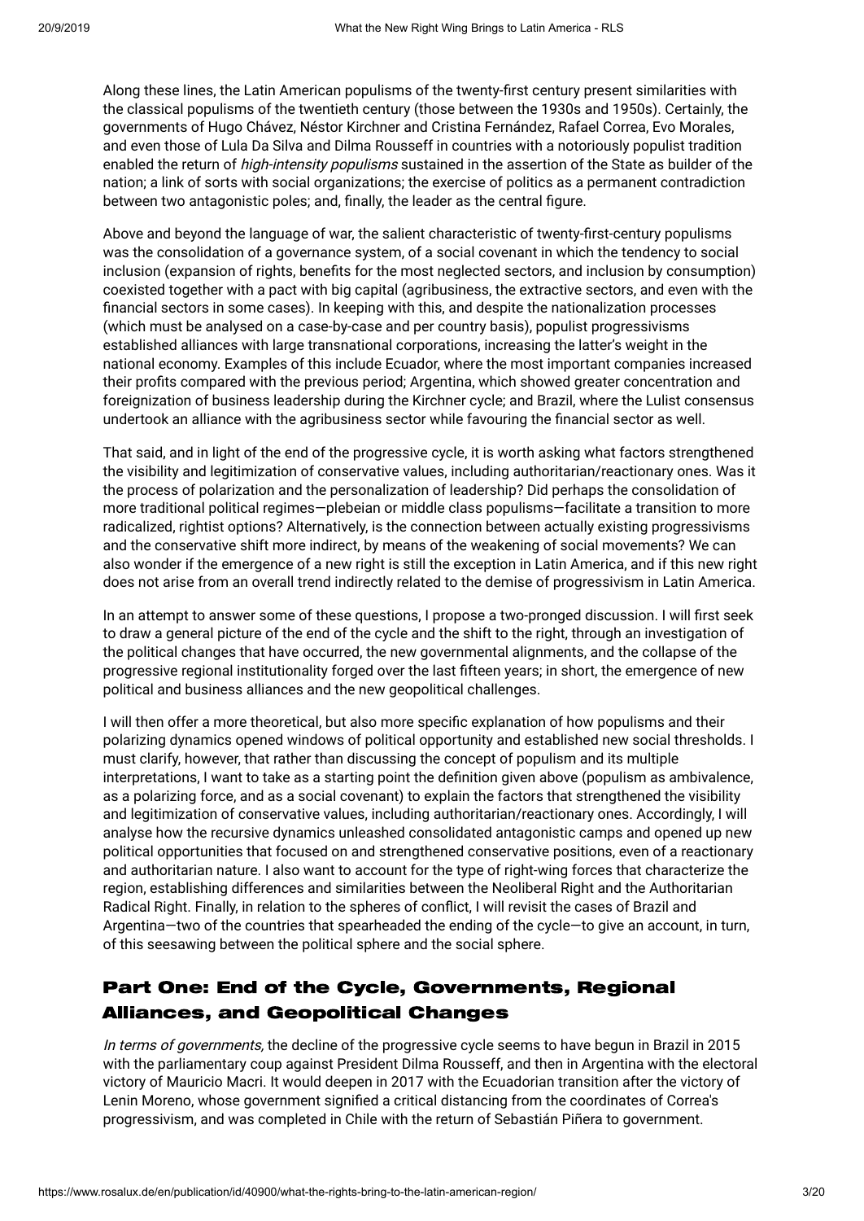Along these lines, the Latin American populisms of the twenty-first century present similarities with the classical populisms of the twentieth century (those between the 1930s and 1950s). Certainly, the governments of Hugo Chávez, Néstor Kirchner and Cristina Fernández, Rafael Correa, Evo Morales, and even those of Lula Da Silva and Dilma Rousseff in countries with a notoriously populist tradition enabled the return of *high-intensity populisms* sustained in the assertion of the State as builder of the nation; a link of sorts with social organizations; the exercise of politics as a permanent contradiction between two antagonistic poles; and, finally, the leader as the central figure.

Above and beyond the language of war, the salient characteristic of twenty-first-century populisms was the consolidation of a governance system, of a social covenant in which the tendency to social inclusion (expansion of rights, benefits for the most neglected sectors, and inclusion by consumption) coexisted together with a pact with big capital (agribusiness, the extractive sectors, and even with the financial sectors in some cases). In keeping with this, and despite the nationalization processes (which must be analysed on a case-by-case and per country basis), populist progressivisms established alliances with large transnational corporations, increasing the latter's weight in the national economy. Examples of this include Ecuador, where the most important companies increased their profits compared with the previous period; Argentina, which showed greater concentration and foreignization of business leadership during the Kirchner cycle; and Brazil, where the Lulist consensus undertook an alliance with the agribusiness sector while favouring the financial sector as well.

That said, and in light of the end of the progressive cycle, it is worth asking what factors strengthened the visibility and legitimization of conservative values, including authoritarian/reactionary ones. Was it the process of polarization and the personalization of leadership? Did perhaps the consolidation of more traditional political regimes—plebeian or middle class populisms—facilitate a transition to more radicalized, rightist options? Alternatively, is the connection between actually existing progressivisms and the conservative shift more indirect, by means of the weakening of social movements? We can also wonder if the emergence of a new right is still the exception in Latin America, and if this new right does not arise from an overall trend indirectly related to the demise of progressivism in Latin America.

In an attempt to answer some of these questions, I propose a two-pronged discussion. I will first seek to draw a general picture of the end of the cycle and the shift to the right, through an investigation of the political changes that have occurred, the new governmental alignments, and the collapse of the progressive regional institutionality forged over the last fifteen years; in short, the emergence of new political and business alliances and the new geopolitical challenges.

I will then offer a more theoretical, but also more specific explanation of how populisms and their polarizing dynamics opened windows of political opportunity and established new social thresholds. I must clarify, however, that rather than discussing the concept of populism and its multiple interpretations, I want to take as a starting point the definition given above (populism as ambivalence, as a polarizing force, and as a social covenant) to explain the factors that strengthened the visibility and legitimization of conservative values, including authoritarian/reactionary ones. Accordingly, I will analyse how the recursive dynamics unleashed consolidated antagonistic camps and opened up new political opportunities that focused on and strengthened conservative positions, even of a reactionary and authoritarian nature. I also want to account for the type of right-wing forces that characterize the region, establishing differences and similarities between the Neoliberal Right and the Authoritarian Radical Right. Finally, in relation to the spheres of conflict, I will revisit the cases of Brazil and Argentina—two of the countries that spearheaded the ending of the cycle—to give an account, in turn, of this seesawing between the political sphere and the social sphere.

## Part One: End of the Cycle, Governments, Regional Alliances, and Geopolitical Changes

*In terms of governments,* the decline of the progressive cycle seems to have begun in Brazil in 2015 with the parliamentary coup against President Dilma Rousseff, and then in Argentina with the electoral victory of Mauricio Macri. It would deepen in 2017 with the Ecuadorian transition after the victory of Lenin Moreno, whose government signified a critical distancing from the coordinates of Correa's progressivism, and was completed in Chile with the return of Sebastián Piñera to government.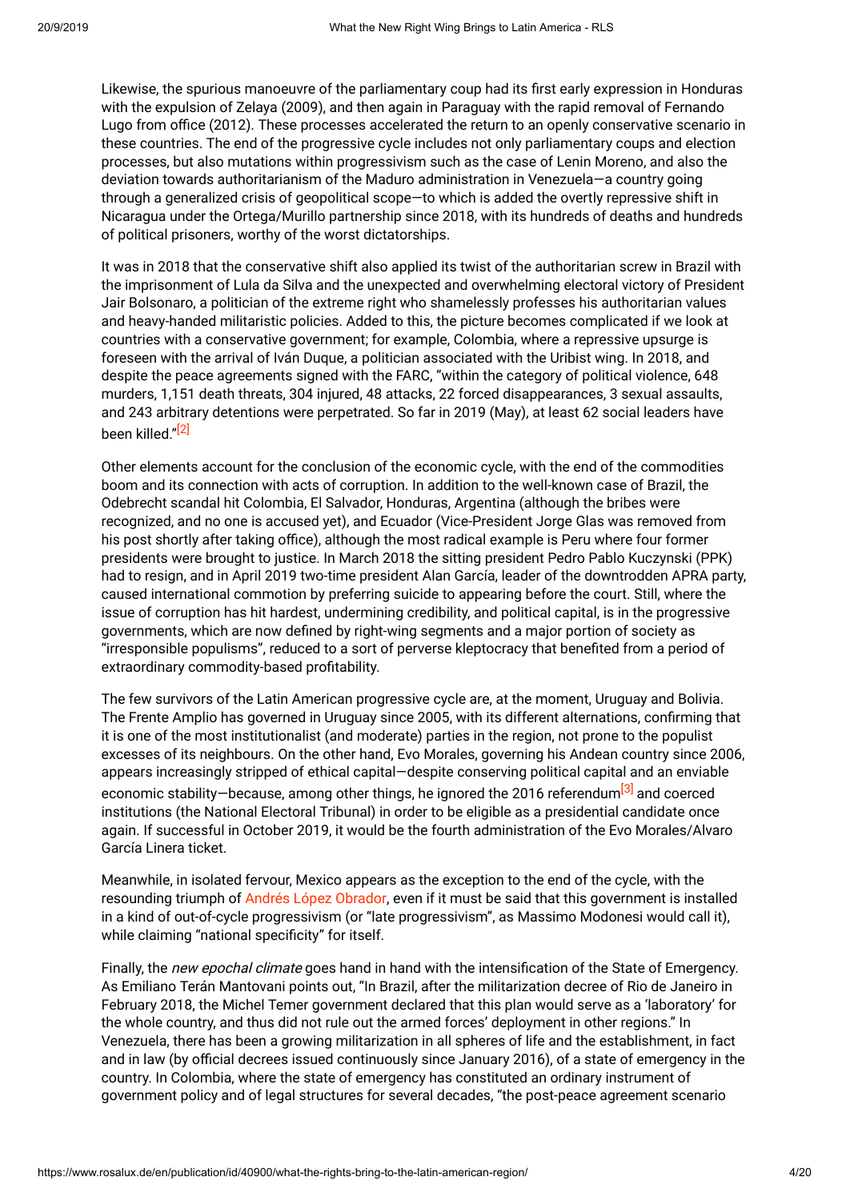Likewise, the spurious manoeuvre of the parliamentary coup had its first early expression in Honduras with the expulsion of Zelaya (2009), and then again in Paraguay with the rapid removal of Fernando Lugo from office (2012). These processes accelerated the return to an openly conservative scenario in these countries. The end of the progressive cycle includes not only parliamentary coups and election processes, but also mutations within progressivism such as the case of Lenin Moreno, and also the deviation towards authoritarianism of the Maduro administration in Venezuela—a country going through a generalized crisis of geopolitical scope—to which is added the overtly repressive shift in Nicaragua under the Ortega/Murillo partnership since 2018, with its hundreds of deaths and hundreds of political prisoners, worthy of the worst dictatorships.

It was in 2018 that the conservative shift also applied its twist of the authoritarian screw in Brazil with the imprisonment of Lula da Silva and the unexpected and overwhelming electoral victory of President Jair Bolsonaro, a politician of the extreme right who shamelessly professes his authoritarian values and heavy-handed militaristic policies. Added to this, the picture becomes complicated if we look at countries with a conservative government; for example, Colombia, where a repressive upsurge is foreseen with the arrival of Iván Duque, a politician associated with the Uribist wing. In 2018, and despite the peace agreements signed with the FARC, "within the category of political violence, 648 murders, 1,151 death threats, 304 injured, 48 attacks, 22 forced disappearances, 3 sexual assaults, and 243 arbitrary detentions were perpetrated. So far in 2019 (May), at least 62 social leaders have been killed."[2]

Other elements account for the conclusion of the economic cycle, with the end of the commodities boom and its connection with acts of corruption. In addition to the well-known case of Brazil, the Odebrecht scandal hit Colombia, El Salvador, Honduras, Argentina (although the bribes were recognized, and no one is accused yet), and Ecuador (Vice-President Jorge Glas was removed from his post shortly after taking office), although the most radical example is Peru where four former presidents were brought to justice. In March 2018 the sitting president Pedro Pablo Kuczynski (PPK) had to resign, and in April 2019 two-time president Alan García, leader of the downtrodden APRA party, caused international commotion by preferring suicide to appearing before the court. Still, where the issue of corruption has hit hardest, undermining credibility, and political capital, is in the progressive governments, which are now defined by right-wing segments and a major portion of society as "irresponsible populisms", reduced to a sort of perverse kleptocracy that benefited from a period of extraordinary commodity-based profitability.

The few survivors of the Latin American progressive cycle are, at the moment, Uruguay and Bolivia. The Frente Amplio has governed in Uruguay since 2005, with its different alternations, confirming that it is one of the most institutionalist (and moderate) parties in the region, not prone to the populist excesses of its neighbours. On the other hand, Evo Morales, governing his Andean country since 2006, appears increasingly stripped of ethical capital—despite conserving political capital and an enviable economic stability—because, among other things, he ignored the 2016 referendum[3] and coerced institutions (the National Electoral Tribunal) in order to be eligible as a presidential candidate once again. If successful in October 2019, it would be the fourth administration of the Evo Morales/Alvaro García Linera ticket.

Meanwhile, in isolated fervour, Mexico appears as the exception to the end of the cycle, with the resounding triumph of Andrés López Obrador, even if it must be said that this government is installed in a kind of out-of-cycle progressivism (or "late progressivism", as Massimo Modonesi would call it), while claiming "national specificity" for itself.

Finally, the *new epochal climate* goes hand in hand with the intensification of the State of Emergency. As Emiliano Terán Mantovani points out, "In Brazil, after the militarization decree of Rio de Janeiro in February 2018, the Michel Temer government declared that this plan would serve as a 'laboratory' for the whole country, and thus did not rule out the armed forces' deployment in other regions." In Venezuela, there has been a growing militarization in all spheres of life and the establishment, in fact and in law (by official decrees issued continuously since January 2016), of a state of emergency in the country. In Colombia, where the state of emergency has constituted an ordinary instrument of government policy and of legal structures for several decades, "the post-peace agreement scenario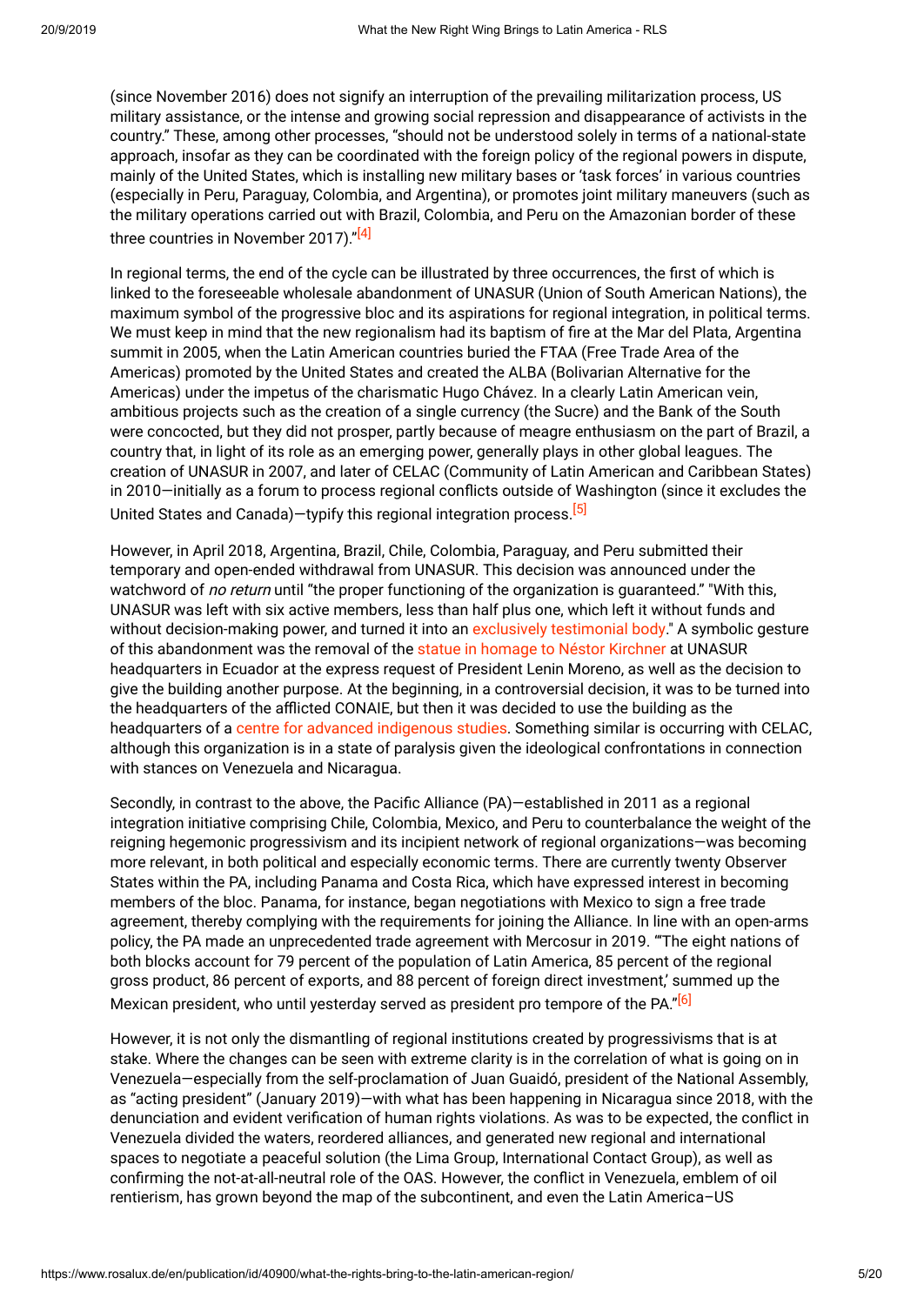(since November 2016) does not signify an interruption of the prevailing militarization process, US military assistance, or the intense and growing social repression and disappearance of activists in the country." These, among other processes, "should not be understood solely in terms of a national-state approach, insofar as they can be coordinated with the foreign policy of the regional powers in dispute, mainly of the United States, which is installing new military bases or 'task forces' in various countries (especially in Peru, Paraguay, Colombia, and Argentina), or promotes joint military maneuvers (such as the military operations carried out with Brazil, Colombia, and Peru on the Amazonian border of these three countries in November 2017)."[4]

In regional terms, the end of the cycle can be illustrated by three occurrences, the first of which is linked to the foreseeable wholesale abandonment of UNASUR (Union of South American Nations), the maximum symbol of the progressive bloc and its aspirations for regional integration, in political terms. We must keep in mind that the new regionalism had its baptism of fire at the Mar del Plata, Argentina summit in 2005, when the Latin American countries buried the FTAA (Free Trade Area of the Americas) promoted by the United States and created the ALBA (Bolivarian Alternative for the Americas) under the impetus of the charismatic Hugo Chávez. In a clearly Latin American vein, ambitious projects such as the creation of a single currency (the Sucre) and the Bank of the South were concocted, but they did not prosper, partly because of meagre enthusiasm on the part of Brazil, a country that, in light of its role as an emerging power, generally plays in other global leagues. The creation of UNASUR in 2007, and later of CELAC (Community of Latin American and Caribbean States) in 2010—initially as a forum to process regional conflicts outside of Washington (since it excludes the United States and Canada)—typify this regional integration process.[5]

However, in April 2018, Argentina, Brazil, Chile, Colombia, Paraguay, and Peru submitted their temporary and open-ended withdrawal from UNASUR. This decision was announced under the watchword of *no return* until "the proper functioning of the organization is guaranteed." "With this, UNASUR was left with six active members, less than half plus one, which left it without funds and without decision-making power, and turned it into an exclusively testimonial body." A symbolic gesture of this abandonment was the removal of the statue in homage to Néstor Kirchner at UNASUR headquarters in Ecuador at the express request of President Lenin Moreno, as well as the decision to give the building another purpose. At the beginning, in a controversial decision, it was to be turned into the headquarters of the afflicted CONAIE, but then it was decided to use the building as the headquarters of a centre for advanced indigenous studies. Something similar is occurring with CELAC, although this organization is in a state of paralysis given the ideological confrontations in connection with stances on Venezuela and Nicaragua.

Secondly, in contrast to the above, the Pacific Alliance (PA)—established in 2011 as a regional integration initiative comprising Chile, Colombia, Mexico, and Peru to counterbalance the weight of the reigning hegemonic progressivism and its incipient network of regional organizations—was becoming more relevant, in both political and especially economic terms. There are currently twenty Observer States within the PA, including Panama and Costa Rica, which have expressed interest in becoming members of the bloc. Panama, for instance, began negotiations with Mexico to sign a free trade agreement, thereby complying with the requirements for joining the Alliance. In line with an open-arms policy, the PA made an unprecedented trade agreement with Mercosur in 2019. "'The eight nations of both blocks account for 79 percent of the population of Latin America, 85 percent of the regional gross product, 86 percent of exports, and 88 percent of foreign direct investment,' summed up the Mexican president, who until yesterday served as president pro tempore of the PA."[6]

However, it is not only the dismantling of regional institutions created by progressivisms that is at stake. Where the changes can be seen with extreme clarity is in the correlation of what is going on in Venezuela—especially from the self-proclamation of Juan Guaidó, president of the National Assembly, as "acting president" (January 2019)—with what has been happening in Nicaragua since 2018, with the denunciation and evident verification of human rights violations. As was to be expected, the conflict in Venezuela divided the waters, reordered alliances, and generated new regional and international spaces to negotiate a peaceful solution (the Lima Group, International Contact Group), as well as confirming the not-at-all-neutral role of the OAS. However, the conflict in Venezuela, emblem of oil rentierism, has grown beyond the map of the subcontinent, and even the Latin America–US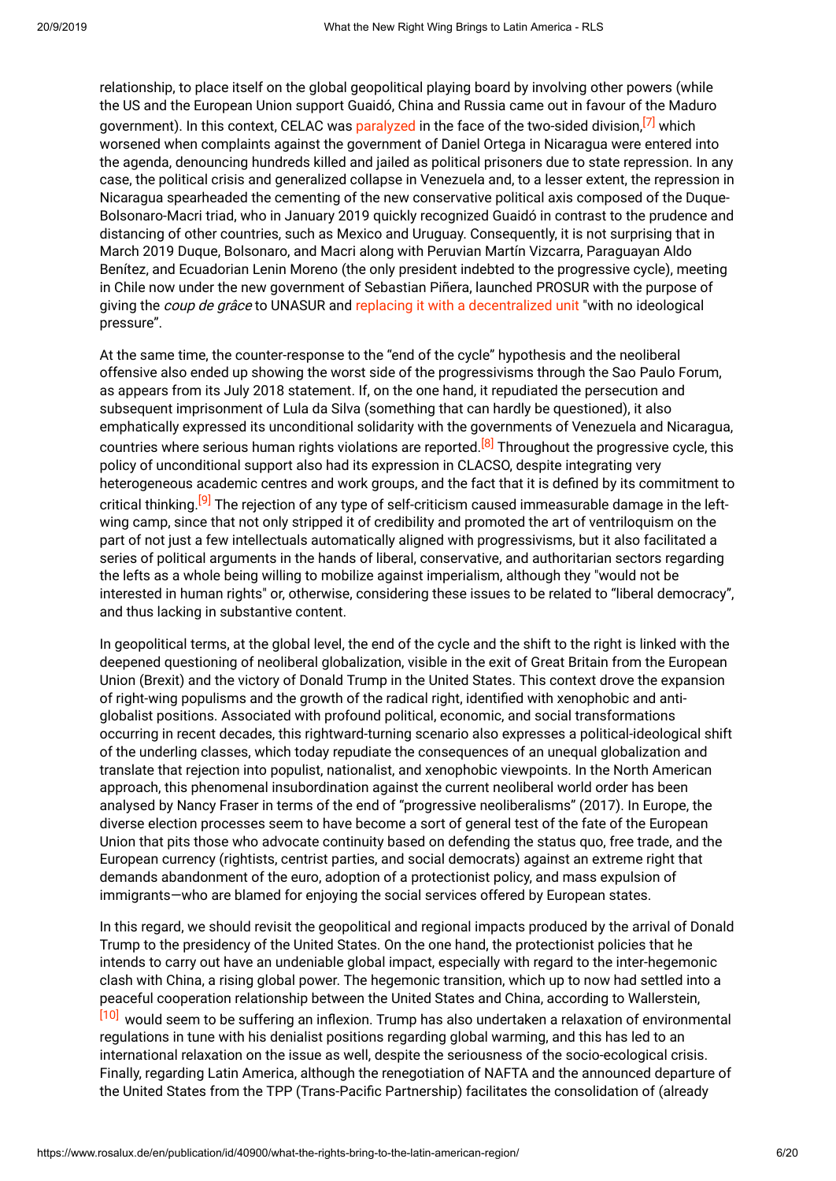relationship, to place itself on the global geopolitical playing board by involving other powers (while the US and the European Union support Guaidó, China and Russia came out in favour of the Maduro government). In this context, CELAC was paralyzed in the face of the two-sided division,[7] which worsened when complaints against the government of Daniel Ortega in Nicaragua were entered into the agenda, denouncing hundreds killed and jailed as political prisoners due to state repression. In any case, the political crisis and generalized collapse in Venezuela and, to a lesser extent, the repression in Nicaragua spearheaded the cementing of the new conservative political axis composed of the Duque-Bolsonaro-Macri triad, who in January 2019 quickly recognized Guaidó in contrast to the prudence and distancing of other countries, such as Mexico and Uruguay. Consequently, it is not surprising that in March 2019 Duque, Bolsonaro, and Macri along with Peruvian Martín Vizcarra, Paraguayan Aldo Benítez, and Ecuadorian Lenin Moreno (the only president indebted to the progressive cycle), meeting in Chile now under the new government of Sebastian Piñera, launched PROSUR with the purpose of giving the *coup de grâce* to UNASUR and replacing it with a decentralized unit "with no ideological pressure".

At the same time, the counter-response to the "end of the cycle" hypothesis and the neoliberal offensive also ended up showing the worst side of the progressivisms through the Sao Paulo Forum, as appears from its July 2018 statement. If, on the one hand, it repudiated the persecution and subsequent imprisonment of Lula da Silva (something that can hardly be questioned), it also emphatically expressed its unconditional solidarity with the governments of Venezuela and Nicaragua, countries where serious human rights violations are reported.[8] Throughout the progressive cycle, this policy of unconditional support also had its expression in CLACSO, despite integrating very heterogeneous academic centres and work groups, and the fact that it is defined by its commitment to critical thinking.[9] The rejection of any type of self-criticism caused immeasurable damage in the left-wing camp, since that not only stripped it of credibility and promoted the art of ventriloquism on the part of not just a few intellectuals automatically aligned with progressivisms, but it also facilitated a series of political arguments in the hands of liberal, conservative, and authoritarian sectors regarding the lefts as a whole being willing to mobilize against imperialism, although they "would not be interested in human rights" or, otherwise, considering these issues to be related to "liberal democracy", and thus lacking in substantive content.

In geopolitical terms, at the global level, the end of the cycle and the shift to the right is linked with the deepened questioning of neoliberal globalization, visible in the exit of Great Britain from the European Union (Brexit) and the victory of Donald Trump in the United States. This context drove the expansion of right-wing populisms and the growth of the radical right, identified with xenophobic and anti-globalist positions. Associated with profound political, economic, and social transformations occurring in recent decades, this rightward-turning scenario also expresses a political-ideological shift of the underling classes, which today repudiate the consequences of an unequal globalization and translate that rejection into populist, nationalist, and xenophobic viewpoints. In the North American approach, this phenomenal insubordination against the current neoliberal world order has been analysed by Nancy Fraser in terms of the end of "progressive neoliberalisms" (2017). In Europe, the diverse election processes seem to have become a sort of general test of the fate of the European Union that pits those who advocate continuity based on defending the status quo, free trade, and the European currency (rightists, centrist parties, and social democrats) against an extreme right that demands abandonment of the euro, adoption of a protectionist policy, and mass expulsion of immigrants—who are blamed for enjoying the social services offered by European states.

In this regard, we should revisit the geopolitical and regional impacts produced by the arrival of Donald Trump to the presidency of the United States. On the one hand, the protectionist policies that he intends to carry out have an undeniable global impact, especially with regard to the inter-hegemonic clash with China, a rising global power. The hegemonic transition, which up to now had settled into a peaceful cooperation relationship between the United States and China, according to Wallerstein,[10] would seem to be suffering an inflexion. Trump has also undertaken a relaxation of environmental regulations in tune with his denialist positions regarding global warming, and this has led to an international relaxation on the issue as well, despite the seriousness of the socio-ecological crisis. Finally, regarding Latin America, although the renegotiation of NAFTA and the announced departure of the United States from the TPP (Trans-Pacific Partnership) facilitates the consolidation of (already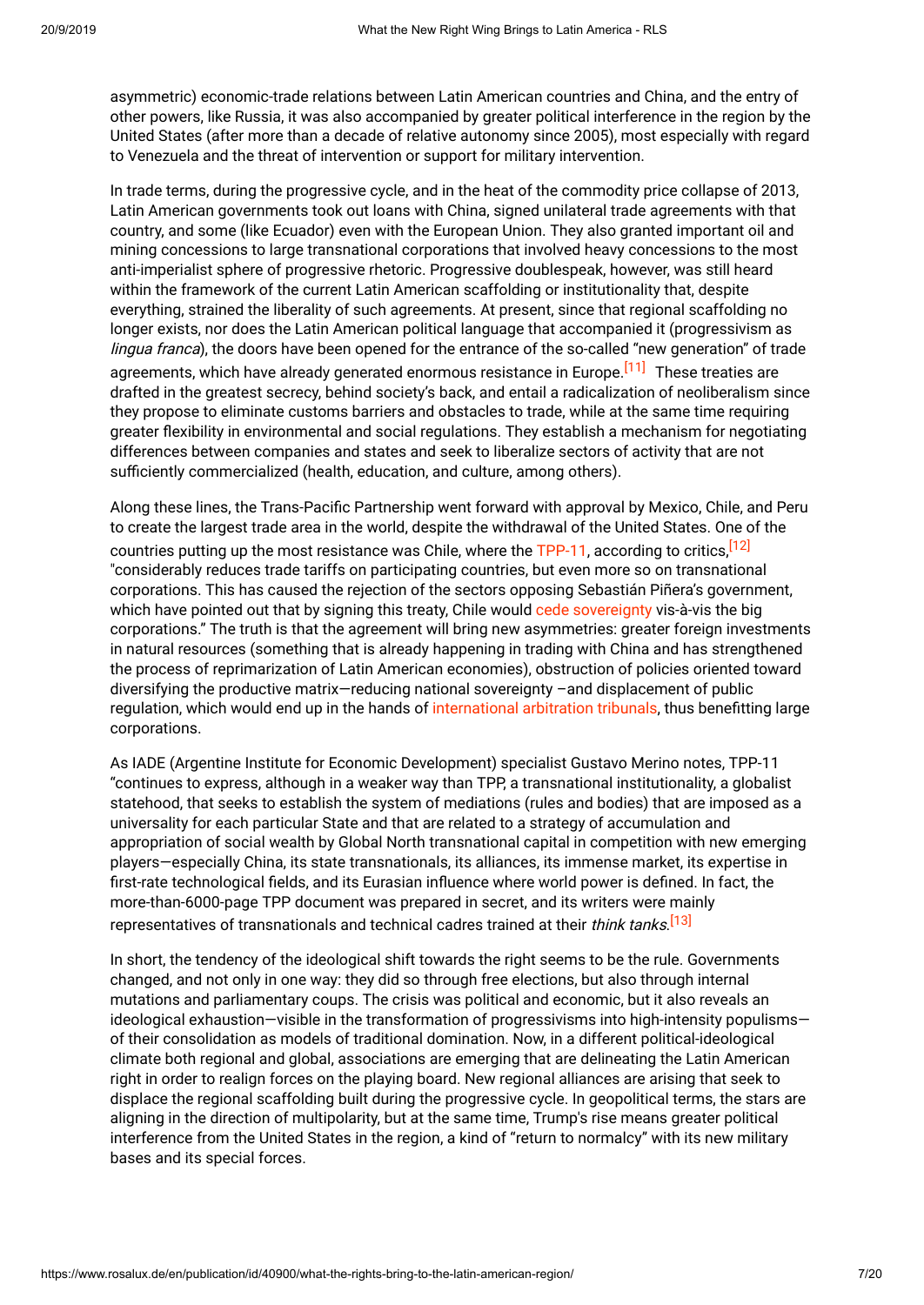asymmetric) economic-trade relations between Latin American countries and China, and the entry of other powers, like Russia, it was also accompanied by greater political interference in the region by the United States (after more than a decade of relative autonomy since 2005), most especially with regard to Venezuela and the threat of intervention or support for military intervention.

In trade terms, during the progressive cycle, and in the heat of the commodity price collapse of 2013, Latin American governments took out loans with China, signed unilateral trade agreements with that country, and some (like Ecuador) even with the European Union. They also granted important oil and mining concessions to large transnational corporations that involved heavy concessions to the most anti-imperialist sphere of progressive rhetoric. Progressive doublespeak, however, was still heard within the framework of the current Latin American scaffolding or institutionality that, despite everything, strained the liberality of such agreements. At present, since that regional scaffolding no longer exists, nor does the Latin American political language that accompanied it (progressivism as *lingua franca*), the doors have been opened for the entrance of the so-called "new generation" of trade agreements, which have already generated enormous resistance in Europe.[11] These treaties are drafted in the greatest secrecy, behind society's back, and entail a radicalization of neoliberalism since they propose to eliminate customs barriers and obstacles to trade, while at the same time requiring greater flexibility in environmental and social regulations. They establish a mechanism for negotiating differences between companies and states and seek to liberalize sectors of activity that are not sufficiently commercialized (health, education, and culture, among others).

Along these lines, the Trans-Pacific Partnership went forward with approval by Mexico, Chile, and Peru to create the largest trade area in the world, despite the withdrawal of the United States. One of the countries putting up the most resistance was Chile, where the TPP-11, according to critics,[12] "considerably reduces trade tariffs on participating countries, but even more so on transnational corporations. This has caused the rejection of the sectors opposing Sebastián Piñera's government, which have pointed out that by signing this treaty, Chile would cede sovereignty vis-à-vis the big corporations." The truth is that the agreement will bring new asymmetries: greater foreign investments in natural resources (something that is already happening in trading with China and has strengthened the process of reprimarization of Latin American economies), obstruction of policies oriented toward diversifying the productive matrix—reducing national sovereignty –and displacement of public regulation, which would end up in the hands of international arbitration tribunals, thus benefitting large corporations.

As IADE (Argentine Institute for Economic Development) specialist Gustavo Merino notes, TPP-11 "continues to express, although in a weaker way than TPP, a transnational institutionality, a globalist statehood, that seeks to establish the system of mediations (rules and bodies) that are imposed as a universality for each particular State and that are related to a strategy of accumulation and appropriation of social wealth by Global North transnational capital in competition with new emerging players—especially China, its state transnationals, its alliances, its immense market, its expertise in first-rate technological fields, and its Eurasian influence where world power is defined. In fact, the more-than-6000-page TPP document was prepared in secret, and its writers were mainly representatives of transnationals and technical cadres trained at their *think tanks*.[13]

In short, the tendency of the ideological shift towards the right seems to be the rule. Governments changed, and not only in one way: they did so through free elections, but also through internal mutations and parliamentary coups. The crisis was political and economic, but it also reveals an ideological exhaustion—visible in the transformation of progressivisms into high-intensity populisms—of their consolidation as models of traditional domination. Now, in a different political-ideological climate both regional and global, associations are emerging that are delineating the Latin American right in order to realign forces on the playing board. New regional alliances are arising that seek to displace the regional scaffolding built during the progressive cycle. In geopolitical terms, the stars are aligning in the direction of multipolarity, but at the same time, Trump's rise means greater political interference from the United States in the region, a kind of "return to normalcy" with its new military bases and its special forces.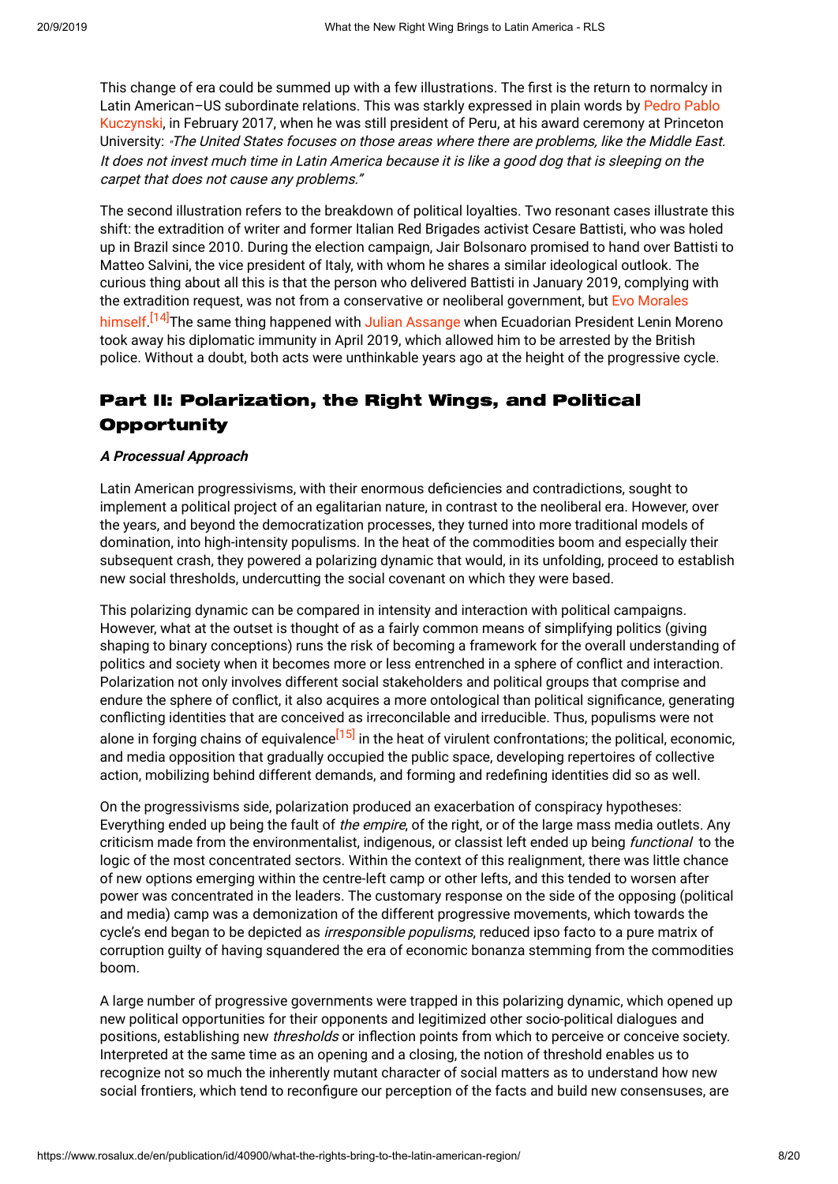This change of era could be summed up with a few illustrations. The first is the return to normalcy in Latin American–US subordinate relations. This was starkly expressed in plain words by Pedro Pablo Kuczynski, in February 2017, when he was still president of Peru, at his award ceremony at Princeton University: *"The United States focuses on those areas where there are problems, like the Middle East. It does not invest much time in Latin America because it is like a good dog that is sleeping on the carpet that does not cause any problems."*

The second illustration refers to the breakdown of political loyalties. Two resonant cases illustrate this shift: the extradition of writer and former Italian Red Brigades activist Cesare Battisti, who was holed up in Brazil since 2010. During the election campaign, Jair Bolsonaro promised to hand over Battisti to Matteo Salvini, the vice president of Italy, with whom he shares a similar ideological outlook. The curious thing about all this is that the person who delivered Battisti in January 2019, complying with the extradition request, was not from a conservative or neoliberal government, but Evo Morales himself.[14]The same thing happened with Julian Assange when Ecuadorian President Lenin Moreno took away his diplomatic immunity in April 2019, which allowed him to be arrested by the British police. Without a doubt, both acts were unthinkable years ago at the height of the progressive cycle.

## Part II: Polarization, the Right Wings, and Political Opportunity

### *A Processual Approach*

Latin American progressivisms, with their enormous deficiencies and contradictions, sought to implement a political project of an egalitarian nature, in contrast to the neoliberal era. However, over the years, and beyond the democratization processes, they turned into more traditional models of domination, into high-intensity populisms. In the heat of the commodities boom and especially their subsequent crash, they powered a polarizing dynamic that would, in its unfolding, proceed to establish new social thresholds, undercutting the social covenant on which they were based.

This polarizing dynamic can be compared in intensity and interaction with political campaigns. However, what at the outset is thought of as a fairly common means of simplifying politics (giving shaping to binary conceptions) runs the risk of becoming a framework for the overall understanding of politics and society when it becomes more or less entrenched in a sphere of conflict and interaction. Polarization not only involves different social stakeholders and political groups that comprise and endure the sphere of conflict, it also acquires a more ontological than political significance, generating conflicting identities that are conceived as irreconcilable and irreducible. Thus, populisms were not alone in forging chains of equivalence[15] in the heat of virulent confrontations; the political, economic, and media opposition that gradually occupied the public space, developing repertoires of collective action, mobilizing behind different demands, and forming and redefining identities did so as well.

On the progressivisms side, polarization produced an exacerbation of conspiracy hypotheses: Everything ended up being the fault of *the empire*, of the right, or of the large mass media outlets. Any criticism made from the environmentalist, indigenous, or classist left ended up being *functional* to the logic of the most concentrated sectors. Within the context of this realignment, there was little chance of new options emerging within the centre-left camp or other lefts, and this tended to worsen after power was concentrated in the leaders. The customary response on the side of the opposing (political and media) camp was a demonization of the different progressive movements, which towards the cycle's end began to be depicted as *irresponsible populisms*, reduced ipso facto to a pure matrix of corruption guilty of having squandered the era of economic bonanza stemming from the commodities boom.

A large number of progressive governments were trapped in this polarizing dynamic, which opened up new political opportunities for their opponents and legitimized other socio-political dialogues and positions, establishing new *thresholds* or inflection points from which to perceive or conceive society. Interpreted at the same time as an opening and a closing, the notion of threshold enables us to recognize not so much the inherently mutant character of social matters as to understand how new social frontiers, which tend to reconfigure our perception of the facts and build new consensuses, are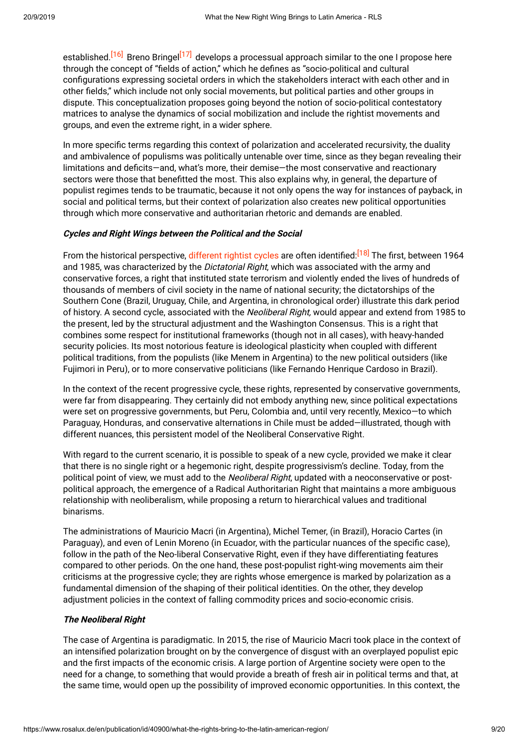established.[16] Breno Bringel[17] develops a processual approach similar to the one I propose here through the concept of "fields of action," which he defines as "socio-political and cultural configurations expressing societal orders in which the stakeholders interact with each other and in other fields," which include not only social movements, but political parties and other groups in dispute. This conceptualization proposes going beyond the notion of socio-political contestatory matrices to analyse the dynamics of social mobilization and include the rightist movements and groups, and even the extreme right, in a wider sphere.

In more specific terms regarding this context of polarization and accelerated recursivity, the duality and ambivalence of populisms was politically untenable over time, since as they began revealing their limitations and deficits—and, what's more, their demise—the most conservative and reactionary sectors were those that benefitted the most. This also explains why, in general, the departure of populist regimes tends to be traumatic, because it not only opens the way for instances of payback, in social and political terms, but their context of polarization also creates new political opportunities through which more conservative and authoritarian rhetoric and demands are enabled.

### ***Cycles and Right Wings between the Political and the Social***

From the historical perspective, different rightist cycles are often identified:[18] The first, between 1964 and 1985, was characterized by the *Dictatorial Right*, which was associated with the army and conservative forces, a right that instituted state terrorism and violently ended the lives of hundreds of thousands of members of civil society in the name of national security; the dictatorships of the Southern Cone (Brazil, Uruguay, Chile, and Argentina, in chronological order) illustrate this dark period of history. A second cycle, associated with the *Neoliberal Right,* would appear and extend from 1985 to the present, led by the structural adjustment and the Washington Consensus. This is a right that combines some respect for institutional frameworks (though not in all cases), with heavy-handed security policies. Its most notorious feature is ideological plasticity when coupled with different political traditions, from the populists (like Menem in Argentina) to the new political outsiders (like Fujimori in Peru), or to more conservative politicians (like Fernando Henrique Cardoso in Brazil).

In the context of the recent progressive cycle, these rights, represented by conservative governments, were far from disappearing. They certainly did not embody anything new, since political expectations were set on progressive governments, but Peru, Colombia and, until very recently, Mexico—to which Paraguay, Honduras, and conservative alternations in Chile must be added—illustrated, though with different nuances, this persistent model of the Neoliberal Conservative Right.

With regard to the current scenario, it is possible to speak of a new cycle, provided we make it clear that there is no single right or a hegemonic right, despite progressivism's decline. Today, from the political point of view, we must add to the *Neoliberal Right*, updated with a neoconservative or post-political approach, the emergence of a Radical Authoritarian Right that maintains a more ambiguous relationship with neoliberalism, while proposing a return to hierarchical values and traditional binarisms.

The administrations of Mauricio Macri (in Argentina), Michel Temer, (in Brazil), Horacio Cartes (in Paraguay), and even of Lenin Moreno (in Ecuador, with the particular nuances of the specific case), follow in the path of the Neo-liberal Conservative Right, even if they have differentiating features compared to other periods. On the one hand, these post-populist right-wing movements aim their criticisms at the progressive cycle; they are rights whose emergence is marked by polarization as a fundamental dimension of the shaping of their political identities. On the other, they develop adjustment policies in the context of falling commodity prices and socio-economic crisis.

### ***The Neoliberal Right***

The case of Argentina is paradigmatic. In 2015, the rise of Mauricio Macri took place in the context of an intensified polarization brought on by the convergence of disgust with an overplayed populist epic and the first impacts of the economic crisis. A large portion of Argentine society were open to the need for a change, to something that would provide a breath of fresh air in political terms and that, at the same time, would open up the possibility of improved economic opportunities. In this context, the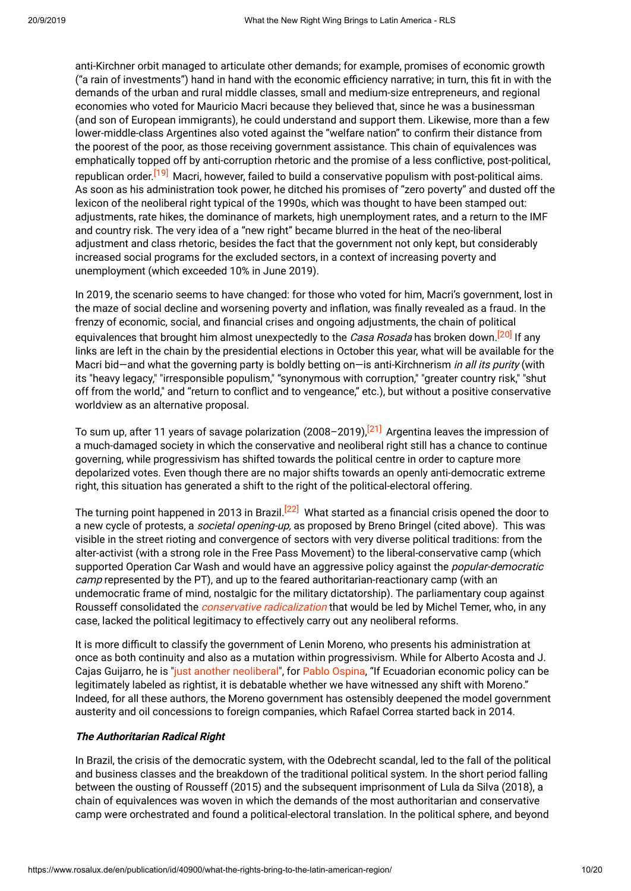anti-Kirchner orbit managed to articulate other demands; for example, promises of economic growth ("a rain of investments") hand in hand with the economic efficiency narrative; in turn, this fit in with the demands of the urban and rural middle classes, small and medium-size entrepreneurs, and regional economies who voted for Mauricio Macri because they believed that, since he was a businessman (and son of European immigrants), he could understand and support them. Likewise, more than a few lower-middle-class Argentines also voted against the "welfare nation" to confirm their distance from the poorest of the poor, as those receiving government assistance. This chain of equivalences was emphatically topped off by anti-corruption rhetoric and the promise of a less conflictive, post-political, republican order.[19] Macri, however, failed to build a conservative populism with post-political aims. As soon as his administration took power, he ditched his promises of "zero poverty" and dusted off the lexicon of the neoliberal right typical of the 1990s, which was thought to have been stamped out: adjustments, rate hikes, the dominance of markets, high unemployment rates, and a return to the IMF and country risk. The very idea of a "new right" became blurred in the heat of the neo-liberal adjustment and class rhetoric, besides the fact that the government not only kept, but considerably increased social programs for the excluded sectors, in a context of increasing poverty and unemployment (which exceeded 10% in June 2019).

In 2019, the scenario seems to have changed: for those who voted for him, Macri's government, lost in the maze of social decline and worsening poverty and inflation, was finally revealed as a fraud. In the frenzy of economic, social, and financial crises and ongoing adjustments, the chain of political equivalences that brought him almost unexpectedly to the *Casa Rosada* has broken down.[20] If any links are left in the chain by the presidential elections in October this year, what will be available for the Macri bid—and what the governing party is boldly betting on—is anti-Kirchnerism *in all its purity* (with its "heavy legacy," "irresponsible populism," "synonymous with corruption," "greater country risk," "shut off from the world," and "return to conflict and to vengeance," etc.), but without a positive conservative worldview as an alternative proposal.

To sum up, after 11 years of savage polarization (2008–2019),[21] Argentina leaves the impression of a much-damaged society in which the conservative and neoliberal right still has a chance to continue governing, while progressivism has shifted towards the political centre in order to capture more depolarized votes. Even though there are no major shifts towards an openly anti-democratic extreme right, this situation has generated a shift to the right of the political-electoral offering.

The turning point happened in 2013 in Brazil.[22] What started as a financial crisis opened the door to a new cycle of protests, a *societal opening-up,* as proposed by Breno Bringel (cited above). This was visible in the street rioting and convergence of sectors with very diverse political traditions: from the alter-activist (with a strong role in the Free Pass Movement) to the liberal-conservative camp (which supported Operation Car Wash and would have an aggressive policy against the *popular-democratic camp* represented by the PT), and up to the feared authoritarian-reactionary camp (with an undemocratic frame of mind, nostalgic for the military dictatorship). The parliamentary coup against Rousseff consolidated the *conservative radicalization* that would be led by Michel Temer, who, in any case, lacked the political legitimacy to effectively carry out any neoliberal reforms.

It is more difficult to classify the government of Lenin Moreno, who presents his administration at once as both continuity and also as a mutation within progressivism. While for Alberto Acosta and J. Cajas Guijarro, he is "just another neoliberal", for Pablo Ospina, "If Ecuadorian economic policy can be legitimately labeled as rightist, it is debatable whether we have witnessed any shift with Moreno." Indeed, for all these authors, the Moreno government has ostensibly deepened the model government austerity and oil concessions to foreign companies, which Rafael Correa started back in 2014.

#### ***The Authoritarian Radical Right***

In Brazil, the crisis of the democratic system, with the Odebrecht scandal, led to the fall of the political and business classes and the breakdown of the traditional political system. In the short period falling between the ousting of Rousseff (2015) and the subsequent imprisonment of Lula da Silva (2018), a chain of equivalences was woven in which the demands of the most authoritarian and conservative camp were orchestrated and found a political-electoral translation. In the political sphere, and beyond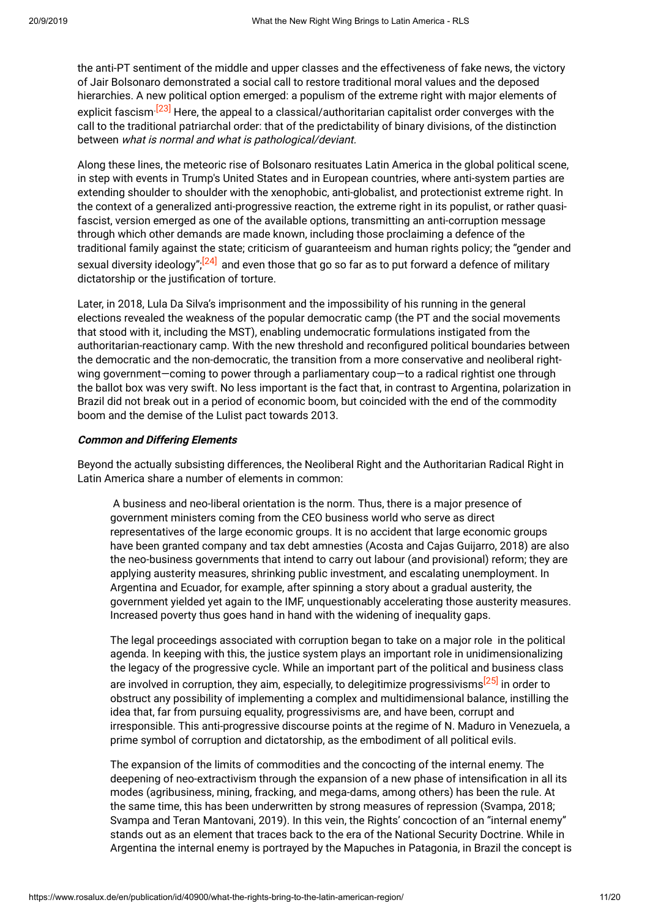the anti-PT sentiment of the middle and upper classes and the effectiveness of fake news, the victory of Jair Bolsonaro demonstrated a social call to restore traditional moral values and the deposed hierarchies. A new political option emerged: a populism of the extreme right with major elements of explicit fascism.[23] Here, the appeal to a classical/authoritarian capitalist order converges with the call to the traditional patriarchal order: that of the predictability of binary divisions, of the distinction between *what is normal and what is pathological/deviant.*

Along these lines, the meteoric rise of Bolsonaro resituates Latin America in the global political scene, in step with events in Trump's United States and in European countries, where anti-system parties are extending shoulder to shoulder with the xenophobic, anti-globalist, and protectionist extreme right. In the context of a generalized anti-progressive reaction, the extreme right in its populist, or rather quasi-fascist, version emerged as one of the available options, transmitting an anti-corruption message through which other demands are made known, including those proclaiming a defence of the traditional family against the state; criticism of guaranteeism and human rights policy; the "gender and sexual diversity ideology";[24] and even those that go so far as to put forward a defence of military dictatorship or the justification of torture.

Later, in 2018, Lula Da Silva's imprisonment and the impossibility of his running in the general elections revealed the weakness of the popular democratic camp (the PT and the social movements that stood with it, including the MST), enabling undemocratic formulations instigated from the authoritarian-reactionary camp. With the new threshold and reconfigured political boundaries between the democratic and the non-democratic, the transition from a more conservative and neoliberal right-wing government—coming to power through a parliamentary coup—to a radical rightist one through the ballot box was very swift. No less important is the fact that, in contrast to Argentina, polarization in Brazil did not break out in a period of economic boom, but coincided with the end of the commodity boom and the demise of the Lulist pact towards 2013.

***Common and Differing Elements***

Beyond the actually subsisting differences, the Neoliberal Right and the Authoritarian Radical Right in Latin America share a number of elements in common:

> A business and neo-liberal orientation is the norm. Thus, there is a major presence of government ministers coming from the CEO business world who serve as direct representatives of the large economic groups. It is no accident that large economic groups have been granted company and tax debt amnesties (Acosta and Cajas Guijarro, 2018) are also the neo-business governments that intend to carry out labour (and provisional) reform; they are applying austerity measures, shrinking public investment, and escalating unemployment. In Argentina and Ecuador, for example, after spinning a story about a gradual austerity, the government yielded yet again to the IMF, unquestionably accelerating those austerity measures. Increased poverty thus goes hand in hand with the widening of inequality gaps.
>
> The legal proceedings associated with corruption began to take on a major role in the political agenda. In keeping with this, the justice system plays an important role in unidimensionalizing the legacy of the progressive cycle. While an important part of the political and business class are involved in corruption, they aim, especially, to delegitimize progressivisms[25] in order to obstruct any possibility of implementing a complex and multidimensional balance, instilling the idea that, far from pursuing equality, progressivisms are, and have been, corrupt and irresponsible. This anti-progressive discourse points at the regime of N. Maduro in Venezuela, a prime symbol of corruption and dictatorship, as the embodiment of all political evils.
>
> The expansion of the limits of commodities and the concocting of the internal enemy. The deepening of neo-extractivism through the expansion of a new phase of intensification in all its modes (agribusiness, mining, fracking, and mega-dams, among others) has been the rule. At the same time, this has been underwritten by strong measures of repression (Svampa, 2018; Svampa and Teran Mantovani, 2019). In this vein, the Rights' concoction of an "internal enemy" stands out as an element that traces back to the era of the National Security Doctrine. While in Argentina the internal enemy is portrayed by the Mapuches in Patagonia, in Brazil the concept is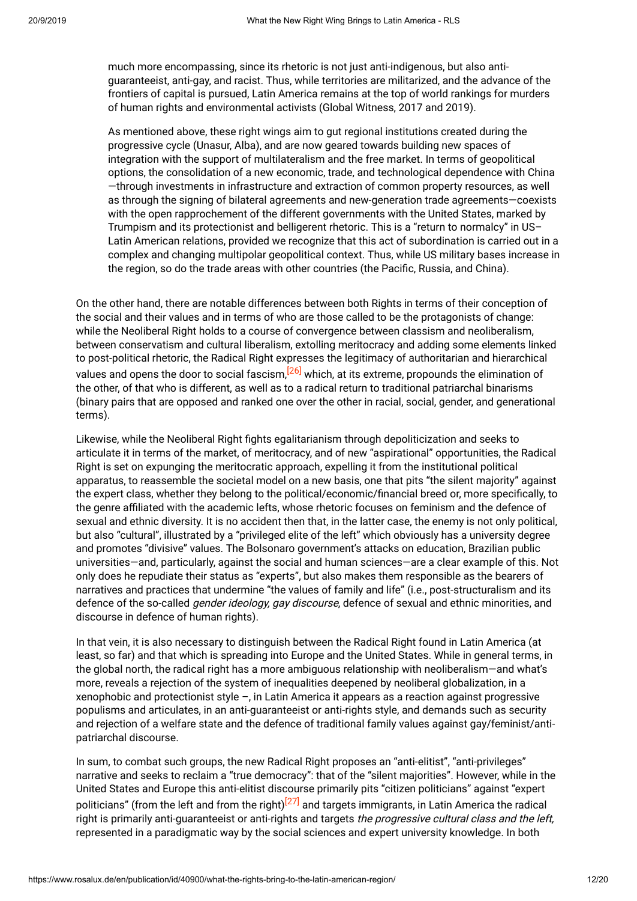much more encompassing, since its rhetoric is not just anti-indigenous, but also anti-guaranteeist, anti-gay, and racist. Thus, while territories are militarized, and the advance of the frontiers of capital is pursued, Latin America remains at the top of world rankings for murders of human rights and environmental activists (Global Witness, 2017 and 2019).

As mentioned above, these right wings aim to gut regional institutions created during the progressive cycle (Unasur, Alba), and are now geared towards building new spaces of integration with the support of multilateralism and the free market. In terms of geopolitical options, the consolidation of a new economic, trade, and technological dependence with China—through investments in infrastructure and extraction of common property resources, as well as through the signing of bilateral agreements and new-generation trade agreements—coexists with the open rapprochement of the different governments with the United States, marked by Trumpism and its protectionist and belligerent rhetoric. This is a "return to normalcy" in US–Latin American relations, provided we recognize that this act of subordination is carried out in a complex and changing multipolar geopolitical context. Thus, while US military bases increase in the region, so do the trade areas with other countries (the Pacific, Russia, and China).

On the other hand, there are notable differences between both Rights in terms of their conception of the social and their values and in terms of who are those called to be the protagonists of change: while the Neoliberal Right holds to a course of convergence between classism and neoliberalism, between conservatism and cultural liberalism, extolling meritocracy and adding some elements linked to post-political rhetoric, the Radical Right expresses the legitimacy of authoritarian and hierarchical values and opens the door to social fascism,[26] which, at its extreme, propounds the elimination of the other, of that who is different, as well as to a radical return to traditional patriarchal binarisms (binary pairs that are opposed and ranked one over the other in racial, social, gender, and generational terms).

Likewise, while the Neoliberal Right fights egalitarianism through depoliticization and seeks to articulate it in terms of the market, of meritocracy, and of new "aspirational" opportunities, the Radical Right is set on expunging the meritocratic approach, expelling it from the institutional political apparatus, to reassemble the societal model on a new basis, one that pits "the silent majority" against the expert class, whether they belong to the political/economic/financial breed or, more specifically, to the genre affiliated with the academic lefts, whose rhetoric focuses on feminism and the defence of sexual and ethnic diversity. It is no accident then that, in the latter case, the enemy is not only political, but also "cultural", illustrated by a "privileged elite of the left" which obviously has a university degree and promotes "divisive" values. The Bolsonaro government's attacks on education, Brazilian public universities—and, particularly, against the social and human sciences—are a clear example of this. Not only does he repudiate their status as "experts", but also makes them responsible as the bearers of narratives and practices that undermine "the values of family and life" (i.e., post-structuralism and its defence of the so-called *gender ideology, gay discourse*, defence of sexual and ethnic minorities, and discourse in defence of human rights).

In that vein, it is also necessary to distinguish between the Radical Right found in Latin America (at least, so far) and that which is spreading into Europe and the United States. While in general terms, in the global north, the radical right has a more ambiguous relationship with neoliberalism—and what's more, reveals a rejection of the system of inequalities deepened by neoliberal globalization, in a xenophobic and protectionist style –, in Latin America it appears as a reaction against progressive populisms and articulates, in an anti-guaranteeist or anti-rights style, and demands such as security and rejection of a welfare state and the defence of traditional family values against gay/feminist/anti-patriarchal discourse.

In sum, to combat such groups, the new Radical Right proposes an "anti-elitist", "anti-privileges" narrative and seeks to reclaim a "true democracy": that of the "silent majorities". However, while in the United States and Europe this anti-elitist discourse primarily pits "citizen politicians" against "expert politicians" (from the left and from the right)[27] and targets immigrants, in Latin America the radical right is primarily anti-guaranteeist or anti-rights and targets *the progressive cultural class and the left*, represented in a paradigmatic way by the social sciences and expert university knowledge. In both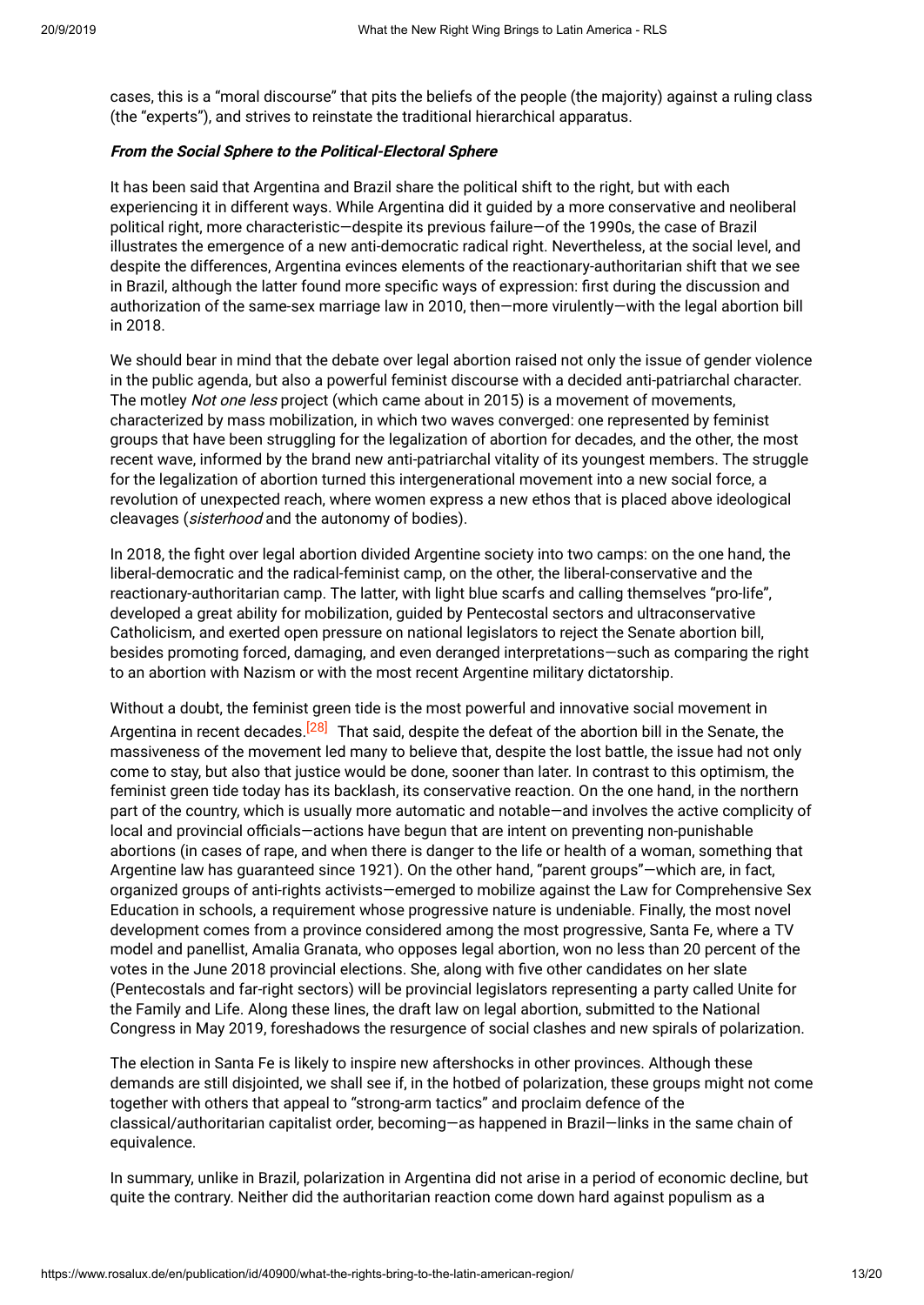cases, this is a "moral discourse" that pits the beliefs of the people (the majority) against a ruling class (the "experts"), and strives to reinstate the traditional hierarchical apparatus.

***From the Social Sphere to the Political-Electoral Sphere***

It has been said that Argentina and Brazil share the political shift to the right, but with each experiencing it in different ways. While Argentina did it guided by a more conservative and neoliberal political right, more characteristic—despite its previous failure—of the 1990s, the case of Brazil illustrates the emergence of a new anti-democratic radical right. Nevertheless, at the social level, and despite the differences, Argentina evinces elements of the reactionary-authoritarian shift that we see in Brazil, although the latter found more specific ways of expression: first during the discussion and authorization of the same-sex marriage law in 2010, then—more virulently—with the legal abortion bill in 2018.

We should bear in mind that the debate over legal abortion raised not only the issue of gender violence in the public agenda, but also a powerful feminist discourse with a decided anti-patriarchal character. The motley *Not one less* project (which came about in 2015) is a movement of movements, characterized by mass mobilization, in which two waves converged: one represented by feminist groups that have been struggling for the legalization of abortion for decades, and the other, the most recent wave, informed by the brand new anti-patriarchal vitality of its youngest members. The struggle for the legalization of abortion turned this intergenerational movement into a new social force, a revolution of unexpected reach, where women express a new ethos that is placed above ideological cleavages (*sisterhood* and the autonomy of bodies).

In 2018, the fight over legal abortion divided Argentine society into two camps: on the one hand, the liberal-democratic and the radical-feminist camp, on the other, the liberal-conservative and the reactionary-authoritarian camp. The latter, with light blue scarfs and calling themselves "pro-life", developed a great ability for mobilization, guided by Pentecostal sectors and ultraconservative Catholicism, and exerted open pressure on national legislators to reject the Senate abortion bill, besides promoting forced, damaging, and even deranged interpretations—such as comparing the right to an abortion with Nazism or with the most recent Argentine military dictatorship.

Without a doubt, the feminist green tide is the most powerful and innovative social movement in Argentina in recent decades.[28] That said, despite the defeat of the abortion bill in the Senate, the massiveness of the movement led many to believe that, despite the lost battle, the issue had not only come to stay, but also that justice would be done, sooner than later. In contrast to this optimism, the feminist green tide today has its backlash, its conservative reaction. On the one hand, in the northern part of the country, which is usually more automatic and notable—and involves the active complicity of local and provincial officials—actions have begun that are intent on preventing non-punishable abortions (in cases of rape, and when there is danger to the life or health of a woman, something that Argentine law has guaranteed since 1921). On the other hand, "parent groups"—which are, in fact, organized groups of anti-rights activists—emerged to mobilize against the Law for Comprehensive Sex Education in schools, a requirement whose progressive nature is undeniable. Finally, the most novel development comes from a province considered among the most progressive, Santa Fe, where a TV model and panellist, Amalia Granata, who opposes legal abortion, won no less than 20 percent of the votes in the June 2018 provincial elections. She, along with five other candidates on her slate (Pentecostals and far-right sectors) will be provincial legislators representing a party called Unite for the Family and Life. Along these lines, the draft law on legal abortion, submitted to the National Congress in May 2019, foreshadows the resurgence of social clashes and new spirals of polarization.

The election in Santa Fe is likely to inspire new aftershocks in other provinces. Although these demands are still disjointed, we shall see if, in the hotbed of polarization, these groups might not come together with others that appeal to "strong-arm tactics" and proclaim defence of the classical/authoritarian capitalist order, becoming—as happened in Brazil—links in the same chain of equivalence.

In summary, unlike in Brazil, polarization in Argentina did not arise in a period of economic decline, but quite the contrary. Neither did the authoritarian reaction come down hard against populism as a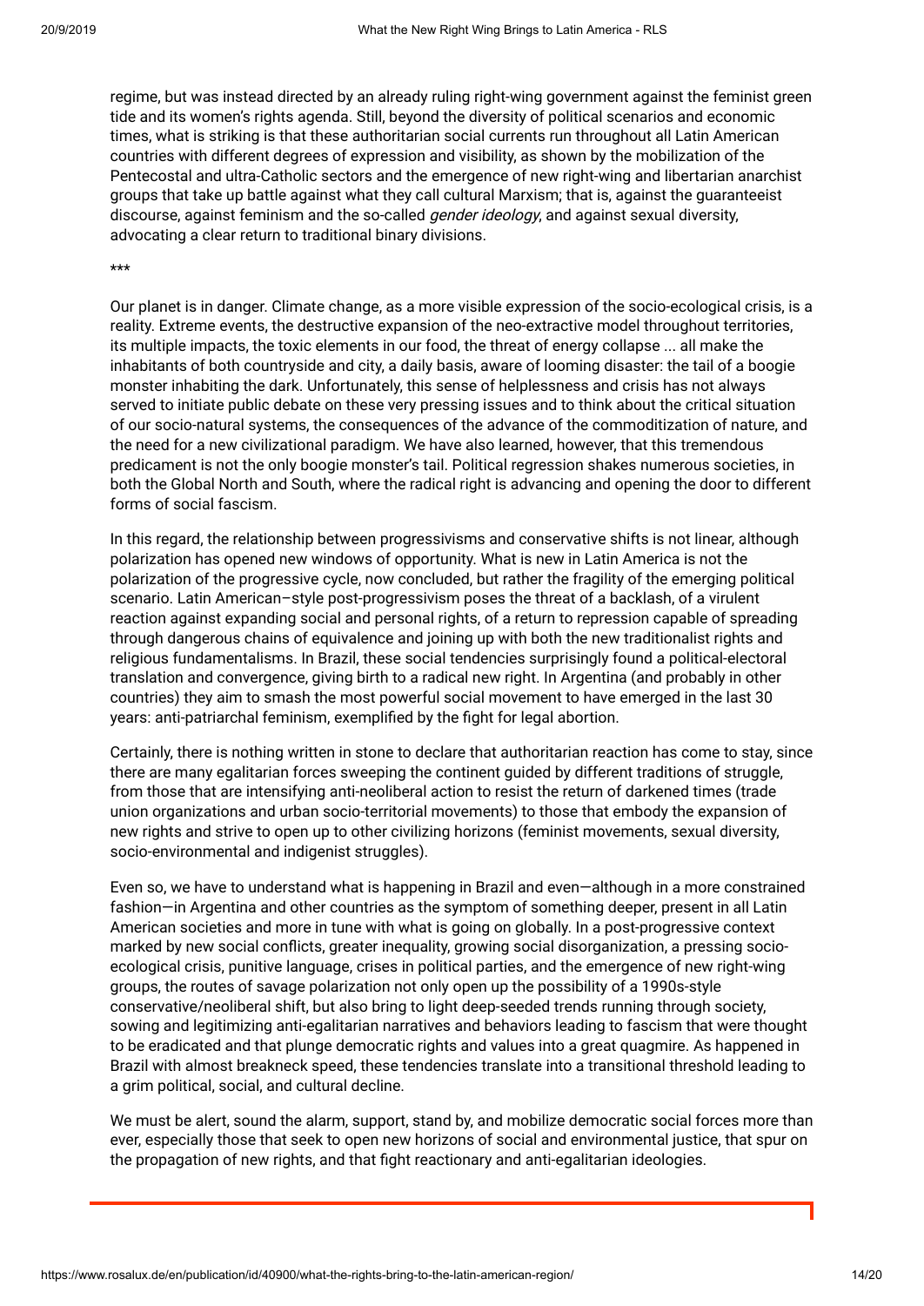regime, but was instead directed by an already ruling right-wing government against the feminist green tide and its women's rights agenda. Still, beyond the diversity of political scenarios and economic times, what is striking is that these authoritarian social currents run throughout all Latin American countries with different degrees of expression and visibility, as shown by the mobilization of the Pentecostal and ultra-Catholic sectors and the emergence of new right-wing and libertarian anarchist groups that take up battle against what they call cultural Marxism; that is, against the guaranteeist discourse, against feminism and the so-called *gender ideology*, and against sexual diversity, advocating a clear return to traditional binary divisions.

***

Our planet is in danger. Climate change, as a more visible expression of the socio-ecological crisis, is a reality. Extreme events, the destructive expansion of the neo-extractive model throughout territories, its multiple impacts, the toxic elements in our food, the threat of energy collapse ... all make the inhabitants of both countryside and city, a daily basis, aware of looming disaster: the tail of a boogie monster inhabiting the dark. Unfortunately, this sense of helplessness and crisis has not always served to initiate public debate on these very pressing issues and to think about the critical situation of our socio-natural systems, the consequences of the advance of the commoditization of nature, and the need for a new civilizational paradigm. We have also learned, however, that this tremendous predicament is not the only boogie monster's tail. Political regression shakes numerous societies, in both the Global North and South, where the radical right is advancing and opening the door to different forms of social fascism.

In this regard, the relationship between progressivisms and conservative shifts is not linear, although polarization has opened new windows of opportunity. What is new in Latin America is not the polarization of the progressive cycle, now concluded, but rather the fragility of the emerging political scenario. Latin American–style post-progressivism poses the threat of a backlash, of a virulent reaction against expanding social and personal rights, of a return to repression capable of spreading through dangerous chains of equivalence and joining up with both the new traditionalist rights and religious fundamentalisms. In Brazil, these social tendencies surprisingly found a political-electoral translation and convergence, giving birth to a radical new right. In Argentina (and probably in other countries) they aim to smash the most powerful social movement to have emerged in the last 30 years: anti-patriarchal feminism, exemplified by the fight for legal abortion.

Certainly, there is nothing written in stone to declare that authoritarian reaction has come to stay, since there are many egalitarian forces sweeping the continent guided by different traditions of struggle, from those that are intensifying anti-neoliberal action to resist the return of darkened times (trade union organizations and urban socio-territorial movements) to those that embody the expansion of new rights and strive to open up to other civilizing horizons (feminist movements, sexual diversity, socio-environmental and indigenist struggles).

Even so, we have to understand what is happening in Brazil and even—although in a more constrained fashion—in Argentina and other countries as the symptom of something deeper, present in all Latin American societies and more in tune with what is going on globally. In a post-progressive context marked by new social conflicts, greater inequality, growing social disorganization, a pressing socio-ecological crisis, punitive language, crises in political parties, and the emergence of new right-wing groups, the routes of savage polarization not only open up the possibility of a 1990s-style conservative/neoliberal shift, but also bring to light deep-seeded trends running through society, sowing and legitimizing anti-egalitarian narratives and behaviors leading to fascism that were thought to be eradicated and that plunge democratic rights and values into a great quagmire. As happened in Brazil with almost breakneck speed, these tendencies translate into a transitional threshold leading to a grim political, social, and cultural decline.

We must be alert, sound the alarm, support, stand by, and mobilize democratic social forces more than ever, especially those that seek to open new horizons of social and environmental justice, that spur on the propagation of new rights, and that fight reactionary and anti-egalitarian ideologies.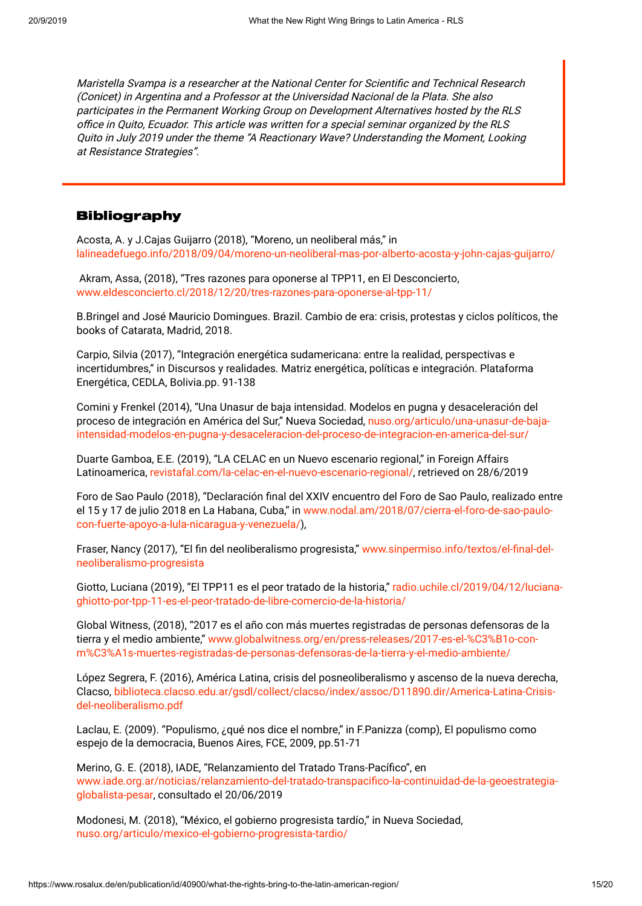*Maristella Svampa is a researcher at the National Center for Scientific and Technical Research (Conicet) in Argentina and a Professor at the Universidad Nacional de la Plata. She also participates in the Permanent Working Group on Development Alternatives hosted by the RLS office in Quito, Ecuador. This article was written for a special seminar organized by the RLS Quito in July 2019 under the theme "A Reactionary Wave? Understanding the Moment, Looking at Resistance Strategies".*

## Bibliography

Acosta, A. y J.Cajas Guijarro (2018), "Moreno, un neoliberal más," in lalineadefuego.info/2018/09/04/moreno-un-neoliberal-mas-por-alberto-acosta-y-john-cajas-guijarro/

Akram, Assa, (2018), "Tres razones para oponerse al TPP11, en El Desconcierto, www.eldesconcierto.cl/2018/12/20/tres-razones-para-oponerse-al-tpp-11/

B.Bringel and José Mauricio Domingues. Brazil. Cambio de era: crisis, protestas y ciclos políticos, the books of Catarata, Madrid, 2018.

Carpio, Silvia (2017), "Integración energética sudamericana: entre la realidad, perspectivas e incertidumbres," in Discursos y realidades. Matriz energética, políticas e integración. Plataforma Energética, CEDLA, Bolivia.pp. 91-138

Comini y Frenkel (2014), "Una Unasur de baja intensidad. Modelos en pugna y desaceleración del proceso de integración en América del Sur," Nueva Sociedad, nuso.org/articulo/una-unasur-de-baja-intensidad-modelos-en-pugna-y-desaceleracion-del-proceso-de-integracion-en-america-del-sur/

Duarte Gamboa, E.E. (2019), "LA CELAC en un Nuevo escenario regional," in Foreign Affairs Latinoamerica, revistafal.com/la-celac-en-el-nuevo-escenario-regional/, retrieved on 28/6/2019

Foro de Sao Paulo (2018), "Declaración final del XXIV encuentro del Foro de Sao Paulo, realizado entre el 15 y 17 de julio 2018 en La Habana, Cuba," in www.nodal.am/2018/07/cierra-el-foro-de-sao-paulo-con-fuerte-apoyo-a-lula-nicaragua-y-venezuela/),

Fraser, Nancy (2017), "El fin del neoliberalismo progresista," www.sinpermiso.info/textos/el-final-del-neoliberalismo-progresista

Giotto, Luciana (2019), "El TPP11 es el peor tratado de la historia," radio.uchile.cl/2019/04/12/luciana-ghiotto-por-tpp-11-es-el-peor-tratado-de-libre-comercio-de-la-historia/

Global Witness, (2018), "2017 es el año con más muertes registradas de personas defensoras de la tierra y el medio ambiente," www.globalwitness.org/en/press-releases/2017-es-el-%C3%B1o-con-m%C3%A1s-muertes-registradas-de-personas-defensoras-de-la-tierra-y-el-medio-ambiente/

López Segrera, F. (2016), América Latina, crisis del posneoliberalismo y ascenso de la nueva derecha, Clacso, biblioteca.clacso.edu.ar/gsdl/collect/clacso/index/assoc/D11890.dir/America-Latina-Crisis-del-neoliberalismo.pdf

Laclau, E. (2009). "Populismo, ¿qué nos dice el nombre," in F.Panizza (comp), El populismo como espejo de la democracia, Buenos Aires, FCE, 2009, pp.51-71

Merino, G. E. (2018), IADE, "Relanzamiento del Tratado Trans-Pacífico", en www.iade.org.ar/noticias/relanzamiento-del-tratado-transpacifico-la-continuidad-de-la-geoestrategia-globalista-pesar, consultado el 20/06/2019

Modonesi, M. (2018), "México, el gobierno progresista tardío," in Nueva Sociedad, nuso.org/articulo/mexico-el-gobierno-progresista-tardio/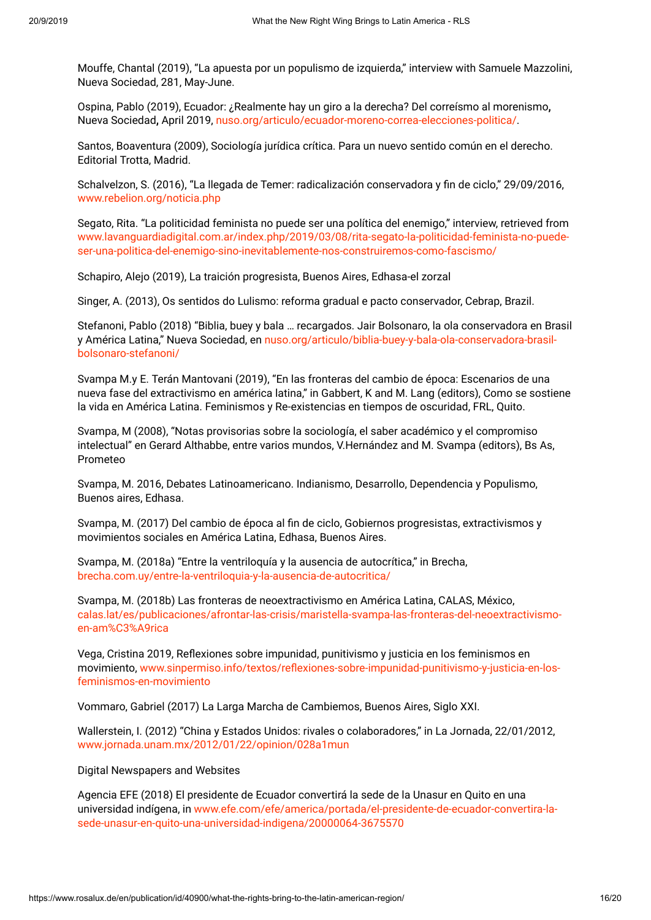Mouffe, Chantal (2019), "La apuesta por un populismo de izquierda," interview with Samuele Mazzolini, Nueva Sociedad, 281, May-June.

Ospina, Pablo (2019), Ecuador: ¿Realmente hay un giro a la derecha? Del correísmo al morenismo**,** Nueva Sociedad**,** April 2019, nuso.org/articulo/ecuador-moreno-correa-elecciones-politica/.

Santos, Boaventura (2009), Sociología jurídica crítica. Para un nuevo sentido común en el derecho. Editorial Trotta, Madrid.

Schalvelzon, S. (2016), "La llegada de Temer: radicalización conservadora y fin de ciclo," 29/09/2016, www.rebelion.org/noticia.php

Segato, Rita. "La politicidad feminista no puede ser una política del enemigo," interview, retrieved from www.lavanguardiadigital.com.ar/index.php/2019/03/08/rita-segato-la-politicidad-feminista-no-puede-ser-una-politica-del-enemigo-sino-inevitablemente-nos-construiremos-como-fascismo/

Schapiro, Alejo (2019), La traición progresista, Buenos Aires, Edhasa-el zorzal

Singer, A. (2013), Os sentidos do Lulismo: reforma gradual e pacto conservador, Cebrap, Brazil.

Stefanoni, Pablo (2018) "Biblia, buey y bala … recargados. Jair Bolsonaro, la ola conservadora en Brasil y América Latina," Nueva Sociedad, en nuso.org/articulo/biblia-buey-y-bala-ola-conservadora-brasil-bolsonaro-stefanoni/

Svampa M.y E. Terán Mantovani (2019), "En las fronteras del cambio de época: Escenarios de una nueva fase del extractivismo en américa latina," in Gabbert, K and M. Lang (editors), Como se sostiene la vida en América Latina. Feminismos y Re-existencias en tiempos de oscuridad, FRL, Quito.

Svampa, M (2008), "Notas provisorias sobre la sociología, el saber académico y el compromiso intelectual" en Gerard Althabbe, entre varios mundos, V.Hernández and M. Svampa (editors), Bs As, Prometeo

Svampa, M. 2016, Debates Latinoamericano. Indianismo, Desarrollo, Dependencia y Populismo, Buenos aires, Edhasa.

Svampa, M. (2017) Del cambio de época al fin de ciclo, Gobiernos progresistas, extractivismos y movimientos sociales en América Latina, Edhasa, Buenos Aires.

Svampa, M. (2018a) "Entre la ventriloquía y la ausencia de autocrítica," in Brecha, brecha.com.uy/entre-la-ventriloquia-y-la-ausencia-de-autocritica/

Svampa, M. (2018b) Las fronteras de neoextractivismo en América Latina, CALAS, México, calas.lat/es/publicaciones/afrontar-las-crisis/maristella-svampa-las-fronteras-del-neoextractivismo-en-am%C3%A9rica

Vega, Cristina 2019, Reflexiones sobre impunidad, punitivismo y justicia en los feminismos en movimiento, www.sinpermiso.info/textos/reflexiones-sobre-impunidad-punitivismo-y-justicia-en-los-feminismos-en-movimiento

Vommaro, Gabriel (2017) La Larga Marcha de Cambiemos, Buenos Aires, Siglo XXI.

Wallerstein, I. (2012) "China y Estados Unidos: rivales o colaboradores," in La Jornada, 22/01/2012, www.jornada.unam.mx/2012/01/22/opinion/028a1mun

Digital Newspapers and Websites

Agencia EFE (2018) El presidente de Ecuador convertirá la sede de la Unasur en Quito en una universidad indígena, in www.efe.com/efe/america/portada/el-presidente-de-ecuador-convertira-la-sede-unasur-en-quito-una-universidad-indigena/20000064-3675570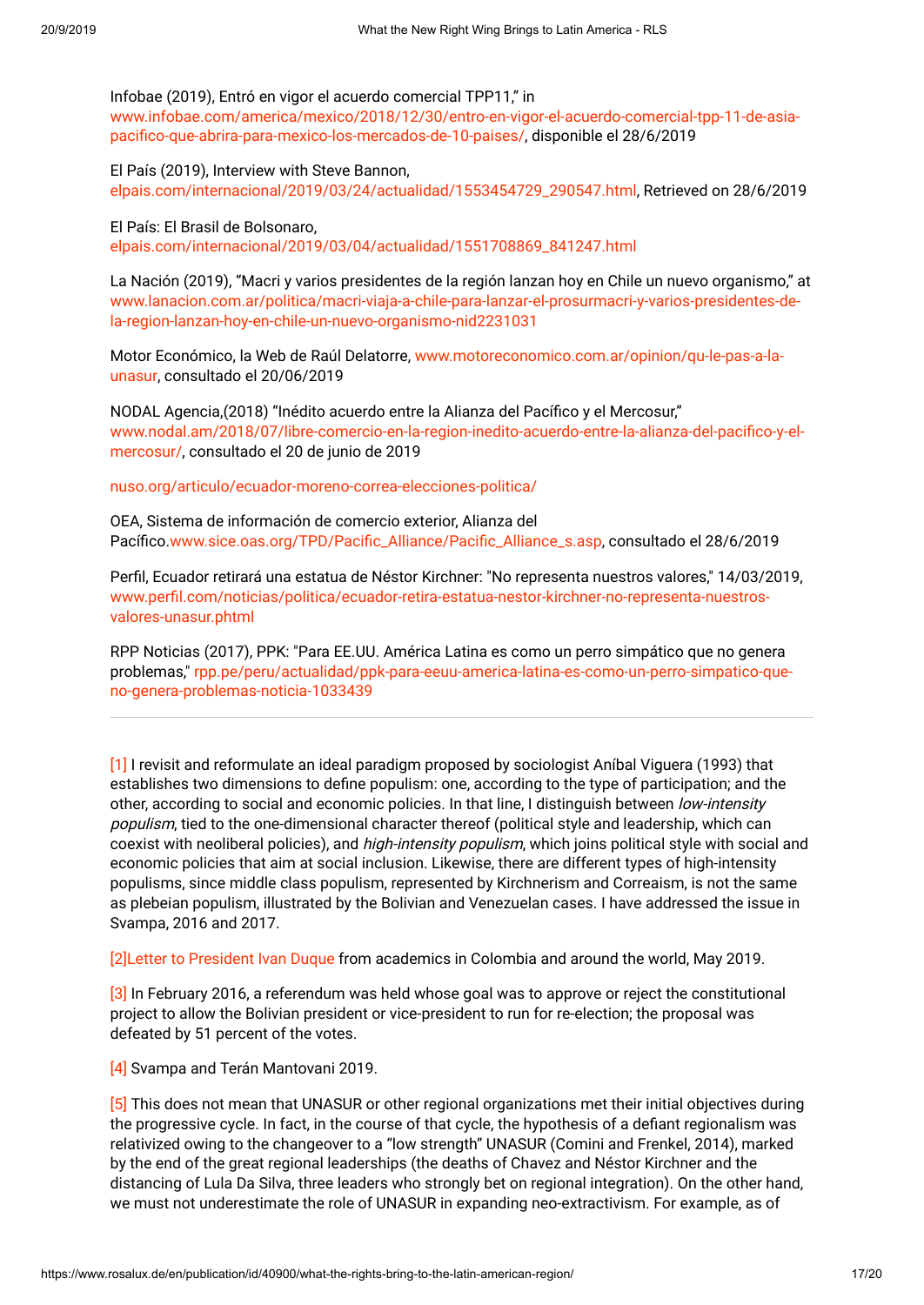Infobae (2019), Entró en vigor el acuerdo comercial TPP11," in www.infobae.com/america/mexico/2018/12/30/entro-en-vigor-el-acuerdo-comercial-tpp-11-de-asia-pacifico-que-abrira-para-mexico-los-mercados-de-10-paises/, disponible el 28/6/2019

El País (2019), Interview with Steve Bannon, elpais.com/internacional/2019/03/24/actualidad/1553454729_290547.html, Retrieved on 28/6/2019

El País: El Brasil de Bolsonaro, elpais.com/internacional/2019/03/04/actualidad/1551708869_841247.html

La Nación (2019), "Macri y varios presidentes de la región lanzan hoy en Chile un nuevo organismo," at www.lanacion.com.ar/politica/macri-viaja-a-chile-para-lanzar-el-prosurmacri-y-varios-presidentes-de-la-region-lanzan-hoy-en-chile-un-nuevo-organismo-nid2231031

Motor Económico, la Web de Raúl Delatorre, www.motoreconomico.com.ar/opinion/qu-le-pas-a-la-unasur, consultado el 20/06/2019

NODAL Agencia,(2018) "Inédito acuerdo entre la Alianza del Pacífico y el Mercosur," www.nodal.am/2018/07/libre-comercio-en-la-region-inedito-acuerdo-entre-la-alianza-del-pacifico-y-el-mercosur/, consultado el 20 de junio de 2019

nuso.org/articulo/ecuador-moreno-correa-elecciones-politica/

OEA, Sistema de información de comercio exterior, Alianza del Pacífico.www.sice.oas.org/TPD/Pacific_Alliance/Pacific_Alliance_s.asp, consultado el 28/6/2019

Perfil, Ecuador retirará una estatua de Néstor Kirchner: "No representa nuestros valores," 14/03/2019, www.perfil.com/noticias/politica/ecuador-retira-estatua-nestor-kirchner-no-representa-nuestros-valores-unasur.phtml

RPP Noticias (2017), PPK: "Para EE.UU. América Latina es como un perro simpático que no genera problemas," rpp.pe/peru/actualidad/ppk-para-eeuu-america-latina-es-como-un-perro-simpatico-que-no-genera-problemas-noticia-1033439

---

[1] I revisit and reformulate an ideal paradigm proposed by sociologist Aníbal Viguera (1993) that establishes two dimensions to define populism: one, according to the type of participation; and the other, according to social and economic policies. In that line, I distinguish between *low-intensity populism*, tied to the one-dimensional character thereof (political style and leadership, which can coexist with neoliberal policies), and *high-intensity populism*, which joins political style with social and economic policies that aim at social inclusion. Likewise, there are different types of high-intensity populisms, since middle class populism, represented by Kirchnerism and Correaism, is not the same as plebeian populism, illustrated by the Bolivian and Venezuelan cases. I have addressed the issue in Svampa, 2016 and 2017.

[2]Letter to President Ivan Duque from academics in Colombia and around the world, May 2019.

[3] In February 2016, a referendum was held whose goal was to approve or reject the constitutional project to allow the Bolivian president or vice-president to run for re-election; the proposal was defeated by 51 percent of the votes.

[4] Svampa and Terán Mantovani 2019.

[5] This does not mean that UNASUR or other regional organizations met their initial objectives during the progressive cycle. In fact, in the course of that cycle, the hypothesis of a defiant regionalism was relativized owing to the changeover to a "low strength" UNASUR (Comini and Frenkel, 2014), marked by the end of the great regional leaderships (the deaths of Chavez and Néstor Kirchner and the distancing of Lula Da Silva, three leaders who strongly bet on regional integration). On the other hand, we must not underestimate the role of UNASUR in expanding neo-extractivism. For example, as of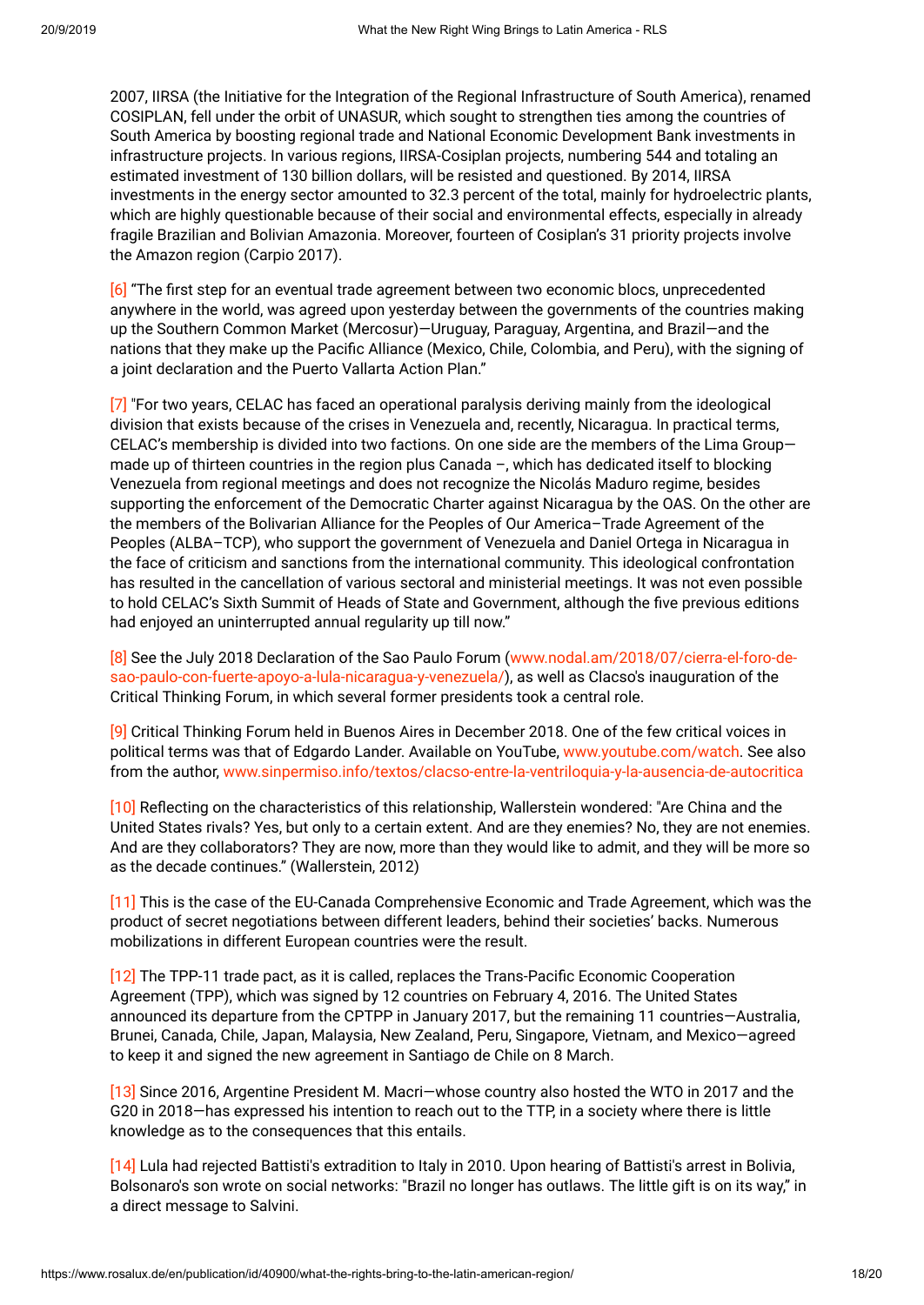2007, IIRSA (the Initiative for the Integration of the Regional Infrastructure of South America), renamed COSIPLAN, fell under the orbit of UNASUR, which sought to strengthen ties among the countries of South America by boosting regional trade and National Economic Development Bank investments in infrastructure projects. In various regions, IIRSA-Cosiplan projects, numbering 544 and totaling an estimated investment of 130 billion dollars, will be resisted and questioned. By 2014, IIRSA investments in the energy sector amounted to 32.3 percent of the total, mainly for hydroelectric plants, which are highly questionable because of their social and environmental effects, especially in already fragile Brazilian and Bolivian Amazonia. Moreover, fourteen of Cosiplan's 31 priority projects involve the Amazon region (Carpio 2017).

[6] "The first step for an eventual trade agreement between two economic blocs, unprecedented anywhere in the world, was agreed upon yesterday between the governments of the countries making up the Southern Common Market (Mercosur)—Uruguay, Paraguay, Argentina, and Brazil—and the nations that they make up the Pacific Alliance (Mexico, Chile, Colombia, and Peru), with the signing of a joint declaration and the Puerto Vallarta Action Plan."

[7] "For two years, CELAC has faced an operational paralysis deriving mainly from the ideological division that exists because of the crises in Venezuela and, recently, Nicaragua. In practical terms, CELAC's membership is divided into two factions. On one side are the members of the Lima Group—made up of thirteen countries in the region plus Canada –, which has dedicated itself to blocking Venezuela from regional meetings and does not recognize the Nicolás Maduro regime, besides supporting the enforcement of the Democratic Charter against Nicaragua by the OAS. On the other are the members of the Bolivarian Alliance for the Peoples of Our America–Trade Agreement of the Peoples (ALBA–TCP), who support the government of Venezuela and Daniel Ortega in Nicaragua in the face of criticism and sanctions from the international community. This ideological confrontation has resulted in the cancellation of various sectoral and ministerial meetings. It was not even possible to hold CELAC's Sixth Summit of Heads of State and Government, although the five previous editions had enjoyed an uninterrupted annual regularity up till now."

[8] See the July 2018 Declaration of the Sao Paulo Forum (www.nodal.am/2018/07/cierra-el-foro-de-sao-paulo-con-fuerte-apoyo-a-lula-nicaragua-y-venezuela/), as well as Clacso's inauguration of the Critical Thinking Forum, in which several former presidents took a central role.

[9] Critical Thinking Forum held in Buenos Aires in December 2018. One of the few critical voices in political terms was that of Edgardo Lander. Available on YouTube, www.youtube.com/watch. See also from the author, www.sinpermiso.info/textos/clacso-entre-la-ventriloquia-y-la-ausencia-de-autocritica

[10] Reflecting on the characteristics of this relationship, Wallerstein wondered: "Are China and the United States rivals? Yes, but only to a certain extent. And are they enemies? No, they are not enemies. And are they collaborators? They are now, more than they would like to admit, and they will be more so as the decade continues." (Wallerstein, 2012)

[11] This is the case of the EU-Canada Comprehensive Economic and Trade Agreement, which was the product of secret negotiations between different leaders, behind their societies' backs. Numerous mobilizations in different European countries were the result.

[12] The TPP-11 trade pact, as it is called, replaces the Trans-Pacific Economic Cooperation Agreement (TPP), which was signed by 12 countries on February 4, 2016. The United States announced its departure from the CPTPP in January 2017, but the remaining 11 countries—Australia, Brunei, Canada, Chile, Japan, Malaysia, New Zealand, Peru, Singapore, Vietnam, and Mexico—agreed to keep it and signed the new agreement in Santiago de Chile on 8 March.

[13] Since 2016, Argentine President M. Macri—whose country also hosted the WTO in 2017 and the G20 in 2018—has expressed his intention to reach out to the TTP, in a society where there is little knowledge as to the consequences that this entails.

[14] Lula had rejected Battisti's extradition to Italy in 2010. Upon hearing of Battisti's arrest in Bolivia, Bolsonaro's son wrote on social networks: "Brazil no longer has outlaws. The little gift is on its way," in a direct message to Salvini.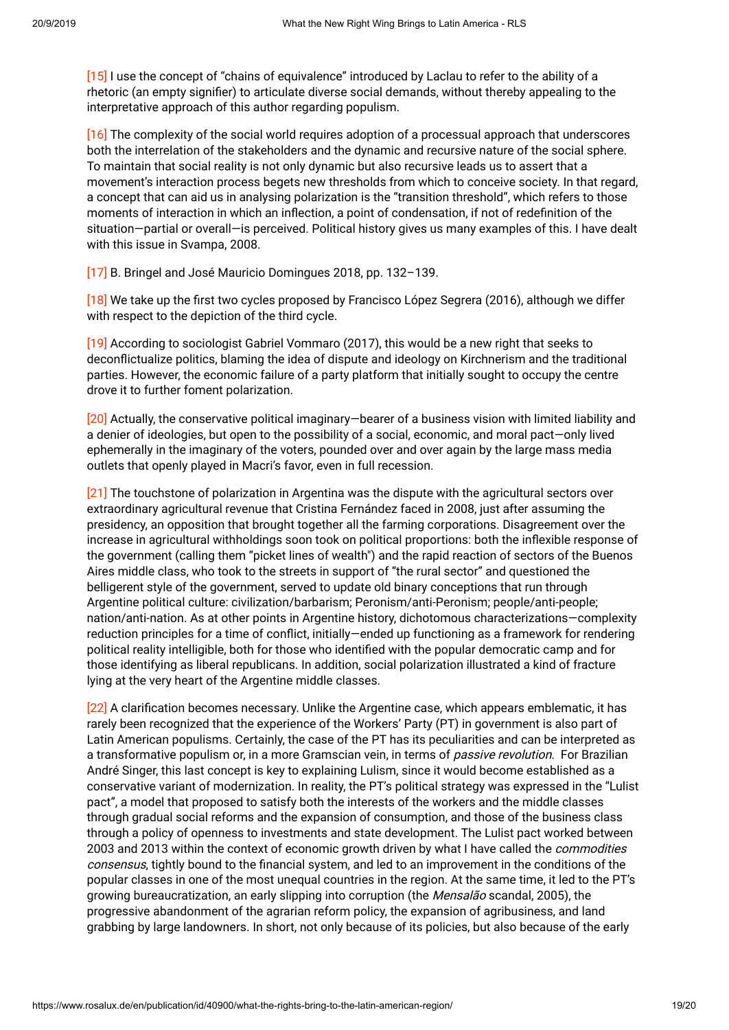[15] I use the concept of "chains of equivalence" introduced by Laclau to refer to the ability of a rhetoric (an empty signifier) to articulate diverse social demands, without thereby appealing to the interpretative approach of this author regarding populism.

[16] The complexity of the social world requires adoption of a processual approach that underscores both the interrelation of the stakeholders and the dynamic and recursive nature of the social sphere. To maintain that social reality is not only dynamic but also recursive leads us to assert that a movement's interaction process begets new thresholds from which to conceive society. In that regard, a concept that can aid us in analysing polarization is the "transition threshold", which refers to those moments of interaction in which an inflection, a point of condensation, if not of redefinition of the situation—partial or overall—is perceived. Political history gives us many examples of this. I have dealt with this issue in Svampa, 2008.

[17] B. Bringel and José Mauricio Domingues 2018, pp. 132–139.

[18] We take up the first two cycles proposed by Francisco López Segrera (2016), although we differ with respect to the depiction of the third cycle.

[19] According to sociologist Gabriel Vommaro (2017), this would be a new right that seeks to deconflictualize politics, blaming the idea of dispute and ideology on Kirchnerism and the traditional parties. However, the economic failure of a party platform that initially sought to occupy the centre drove it to further foment polarization.

[20] Actually, the conservative political imaginary—bearer of a business vision with limited liability and a denier of ideologies, but open to the possibility of a social, economic, and moral pact—only lived ephemerally in the imaginary of the voters, pounded over and over again by the large mass media outlets that openly played in Macri's favor, even in full recession.

[21] The touchstone of polarization in Argentina was the dispute with the agricultural sectors over extraordinary agricultural revenue that Cristina Fernández faced in 2008, just after assuming the presidency, an opposition that brought together all the farming corporations. Disagreement over the increase in agricultural withholdings soon took on political proportions: both the inflexible response of the government (calling them "picket lines of wealth") and the rapid reaction of sectors of the Buenos Aires middle class, who took to the streets in support of "the rural sector" and questioned the belligerent style of the government, served to update old binary conceptions that run through Argentine political culture: civilization/barbarism; Peronism/anti-Peronism; people/anti-people; nation/anti-nation. As at other points in Argentine history, dichotomous characterizations—complexity reduction principles for a time of conflict, initially—ended up functioning as a framework for rendering political reality intelligible, both for those who identified with the popular democratic camp and for those identifying as liberal republicans. In addition, social polarization illustrated a kind of fracture lying at the very heart of the Argentine middle classes.

[22] A clarification becomes necessary. Unlike the Argentine case, which appears emblematic, it has rarely been recognized that the experience of the Workers' Party (PT) in government is also part of Latin American populisms. Certainly, the case of the PT has its peculiarities and can be interpreted as a transformative populism or, in a more Gramscian vein, in terms of *passive revolution*. For Brazilian André Singer, this last concept is key to explaining Lulism, since it would become established as a conservative variant of modernization. In reality, the PT's political strategy was expressed in the "Lulist pact", a model that proposed to satisfy both the interests of the workers and the middle classes through gradual social reforms and the expansion of consumption, and those of the business class through a policy of openness to investments and state development. The Lulist pact worked between 2003 and 2013 within the context of economic growth driven by what I have called the *commodities consensus*, tightly bound to the financial system, and led to an improvement in the conditions of the popular classes in one of the most unequal countries in the region. At the same time, it led to the PT's growing bureaucratization, an early slipping into corruption (the *Mensalão* scandal, 2005), the progressive abandonment of the agrarian reform policy, the expansion of agribusiness, and land grabbing by large landowners. In short, not only because of its policies, but also because of the early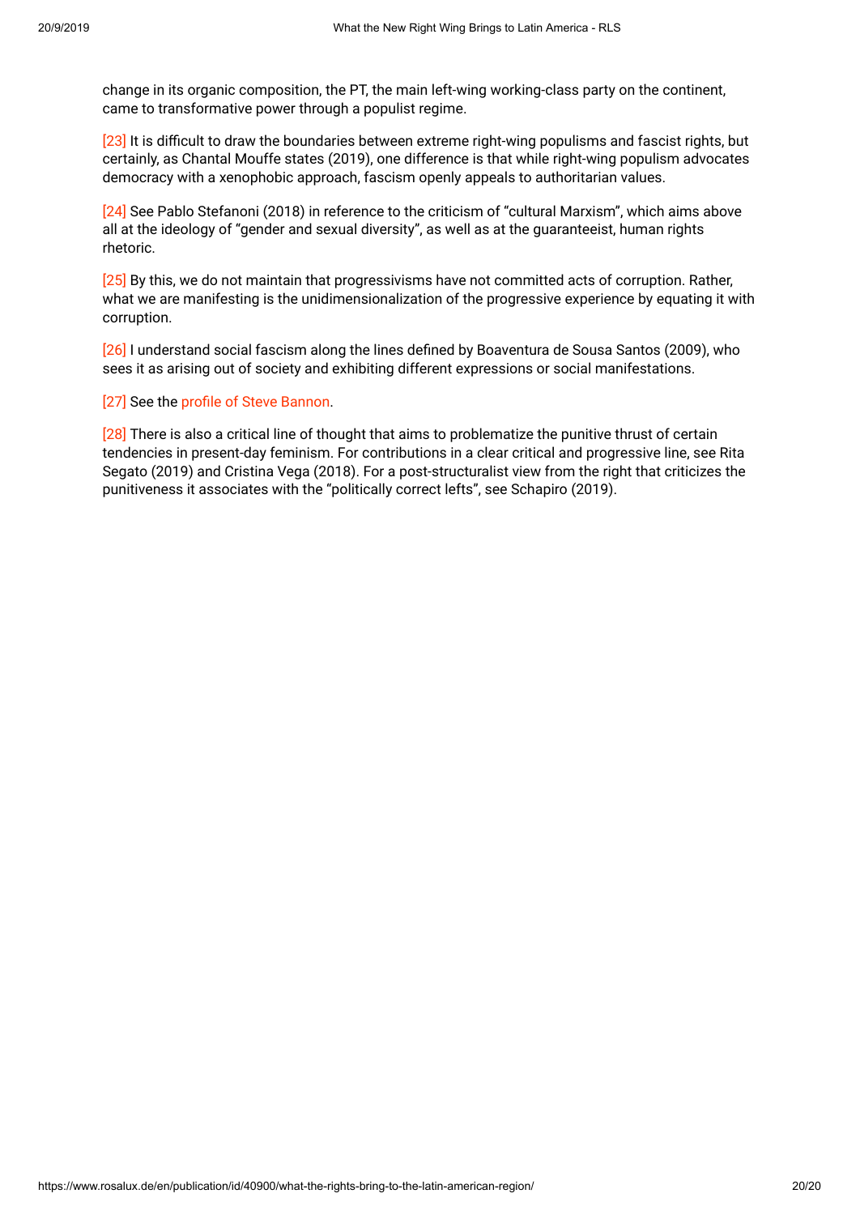change in its organic composition, the PT, the main left-wing working-class party on the continent, came to transformative power through a populist regime.

[23] It is difficult to draw the boundaries between extreme right-wing populisms and fascist rights, but certainly, as Chantal Mouffe states (2019), one difference is that while right-wing populism advocates democracy with a xenophobic approach, fascism openly appeals to authoritarian values.

[24] See Pablo Stefanoni (2018) in reference to the criticism of "cultural Marxism", which aims above all at the ideology of "gender and sexual diversity", as well as at the guaranteeist, human rights rhetoric.

[25] By this, we do not maintain that progressivisms have not committed acts of corruption. Rather, what we are manifesting is the unidimensionalization of the progressive experience by equating it with corruption.

[26] I understand social fascism along the lines defined by Boaventura de Sousa Santos (2009), who sees it as arising out of society and exhibiting different expressions or social manifestations.

[27] See the profile of Steve Bannon.

[28] There is also a critical line of thought that aims to problematize the punitive thrust of certain tendencies in present-day feminism. For contributions in a clear critical and progressive line, see Rita Segato (2019) and Cristina Vega (2018). For a post-structuralist view from the right that criticizes the punitiveness it associates with the "politically correct lefts", see Schapiro (2019).